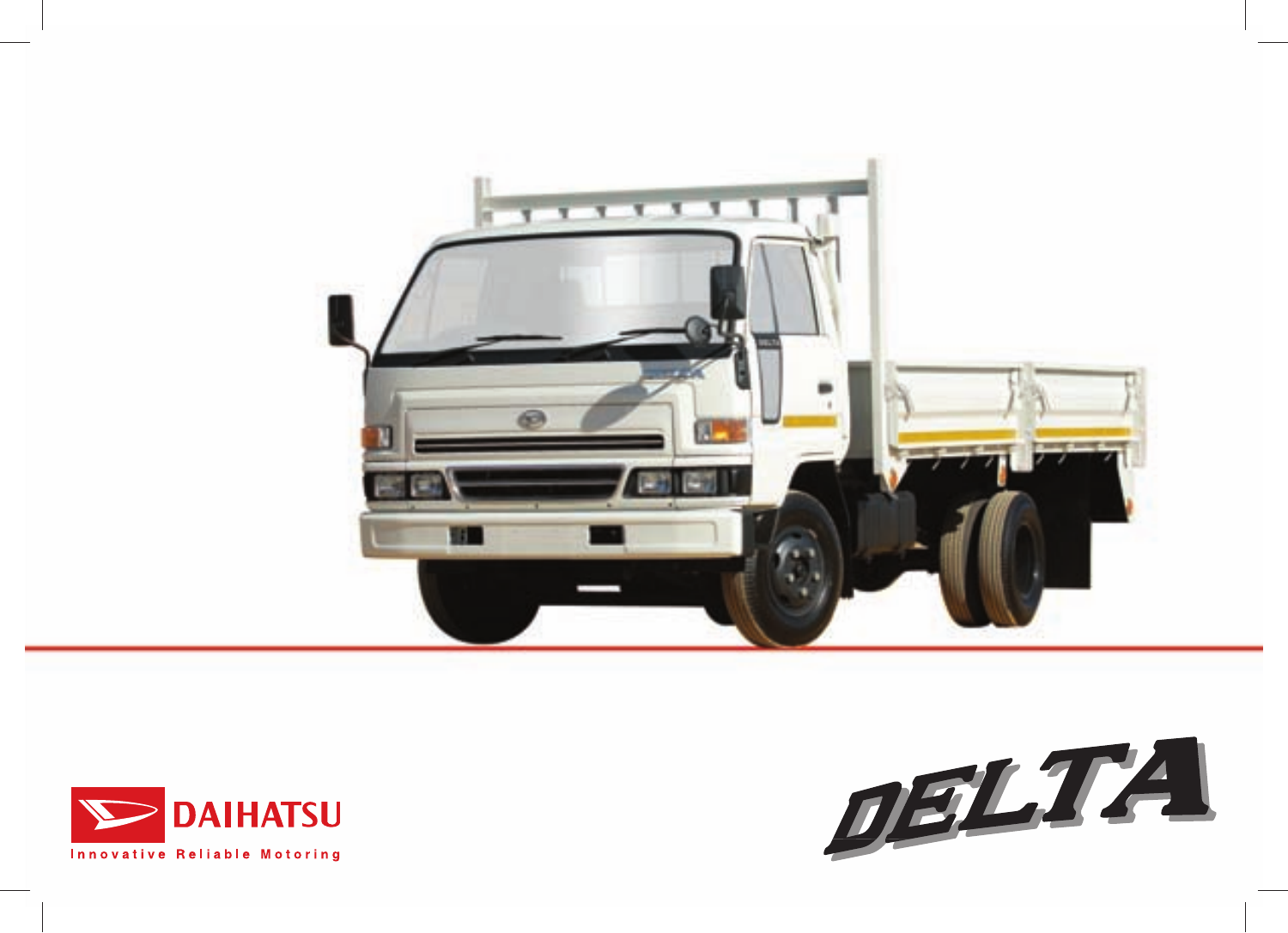DAIHATSU

Innovative Reliable Motoring

# DELTA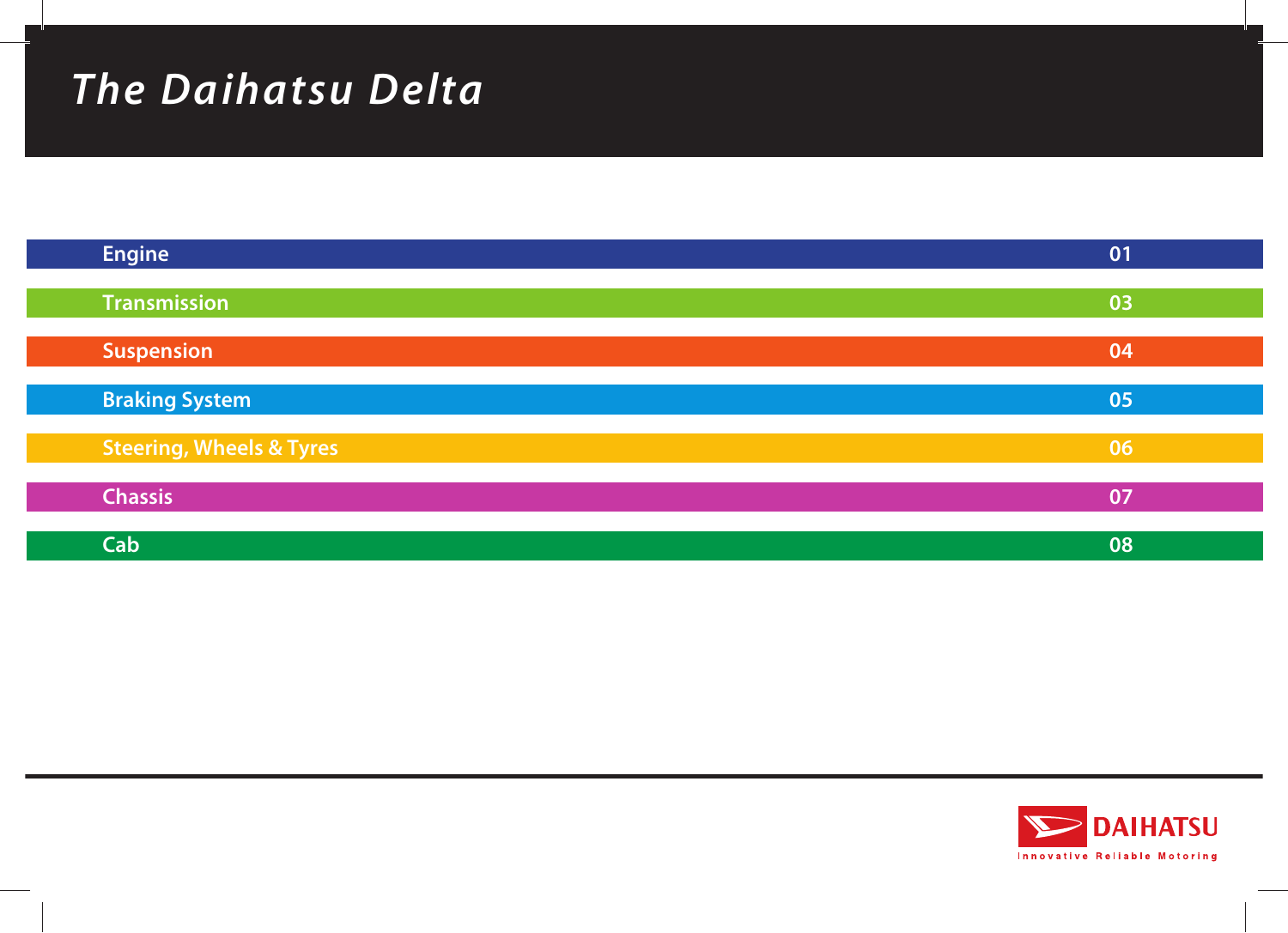# The Daihatsu Delta

| Section | Page |
|---|---|
| Engine | 01 |
| Transmission | 03 |
| Suspension | 04 |
| Braking System | 05 |
| Steering, Wheels & Tyres | 06 |
| Chassis | 07 |
| Cab | 08 |

DAIHATSU

Innovative Reliable Motoring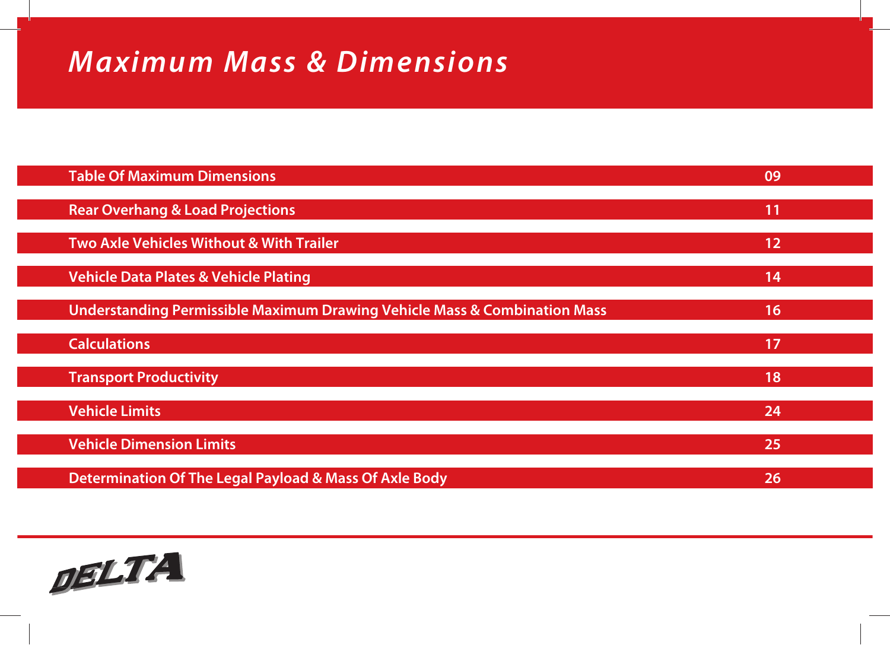# Maximum Mass & Dimensions

| | |
|---|---|
| Table Of Maximum Dimensions | 09 |
| Rear Overhang & Load Projections | 11 |
| Two Axle Vehicles Without & With Trailer | 12 |
| Vehicle Data Plates & Vehicle Plating | 14 |
| Understanding Permissible Maximum Drawing Vehicle Mass & Combination Mass | 16 |
| Calculations | 17 |
| Transport Productivity | 18 |
| Vehicle Limits | 24 |
| Vehicle Dimension Limits | 25 |
| Determination Of The Legal Payload & Mass Of Axle Body | 26 |

DELTA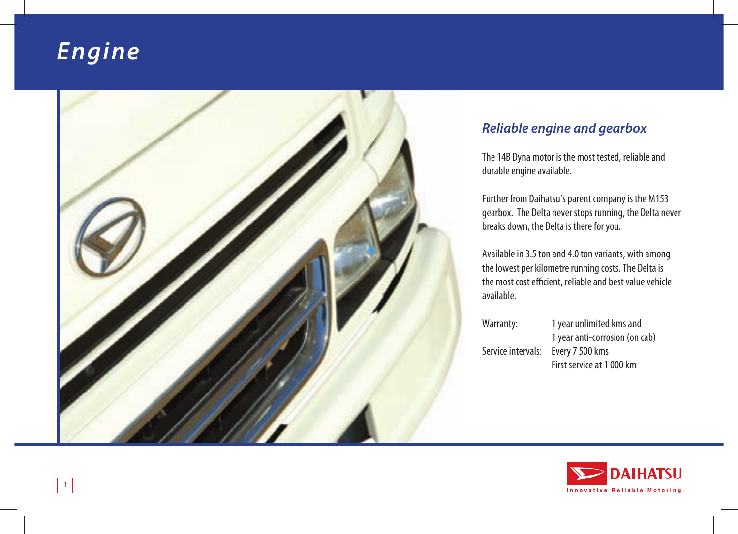# Engine

## *Reliable engine and gearbox*

The 14B Dyna motor is the most tested, reliable and durable engine available.

Further from Daihatsu's parent company is the M153 gearbox. The Delta never stops running, the Delta never breaks down, the Delta is there for you.

Available in 3.5 ton and 4.0 ton variants, with among the lowest per kilometre running costs. The Delta is the most cost efficient, reliable and best value vehicle available.

| | |
|---|---|
| Warranty: | 1 year unlimited kms and |
| | 1 year anti-corrosion (on cab) |
| Service intervals: | Every 7 500 kms |
| | First service at 1 000 km |

DAIHATSU
Innovative Reliable Motoring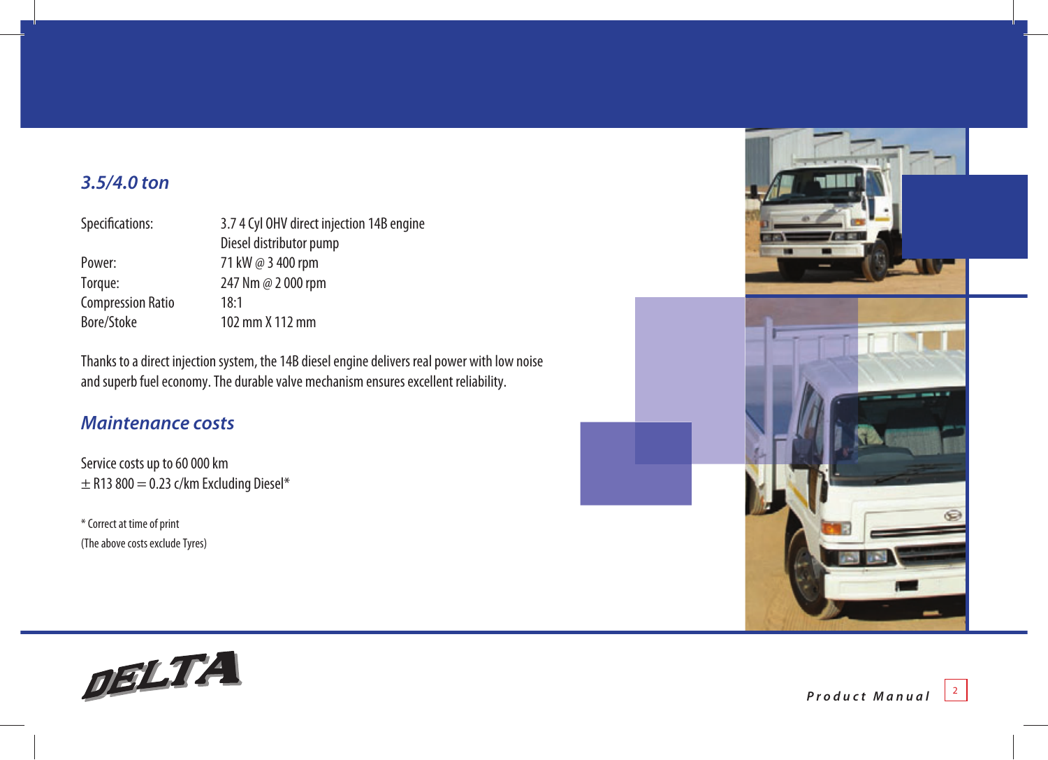## *3.5/4.0 ton*

| | |
|---|---|
| Specifications: | 3.7 4 Cyl OHV direct injection 14B engine |
| | Diesel distributor pump |
| Power: | 71 kW @ 3 400 rpm |
| Torque: | 247 Nm @ 2 000 rpm |
| Compression Ratio | 18:1 |
| Bore/Stoke | 102 mm X 112 mm |

Thanks to a direct injection system, the 14B diesel engine delivers real power with low noise and superb fuel economy. The durable valve mechanism ensures excellent reliability.

## *Maintenance costs*

Service costs up to 60 000 km
± R13 800 = 0.23 c/km Excluding Diesel*

* Correct at time of print
(The above costs exclude Tyres)

DELTA

*Product Manual*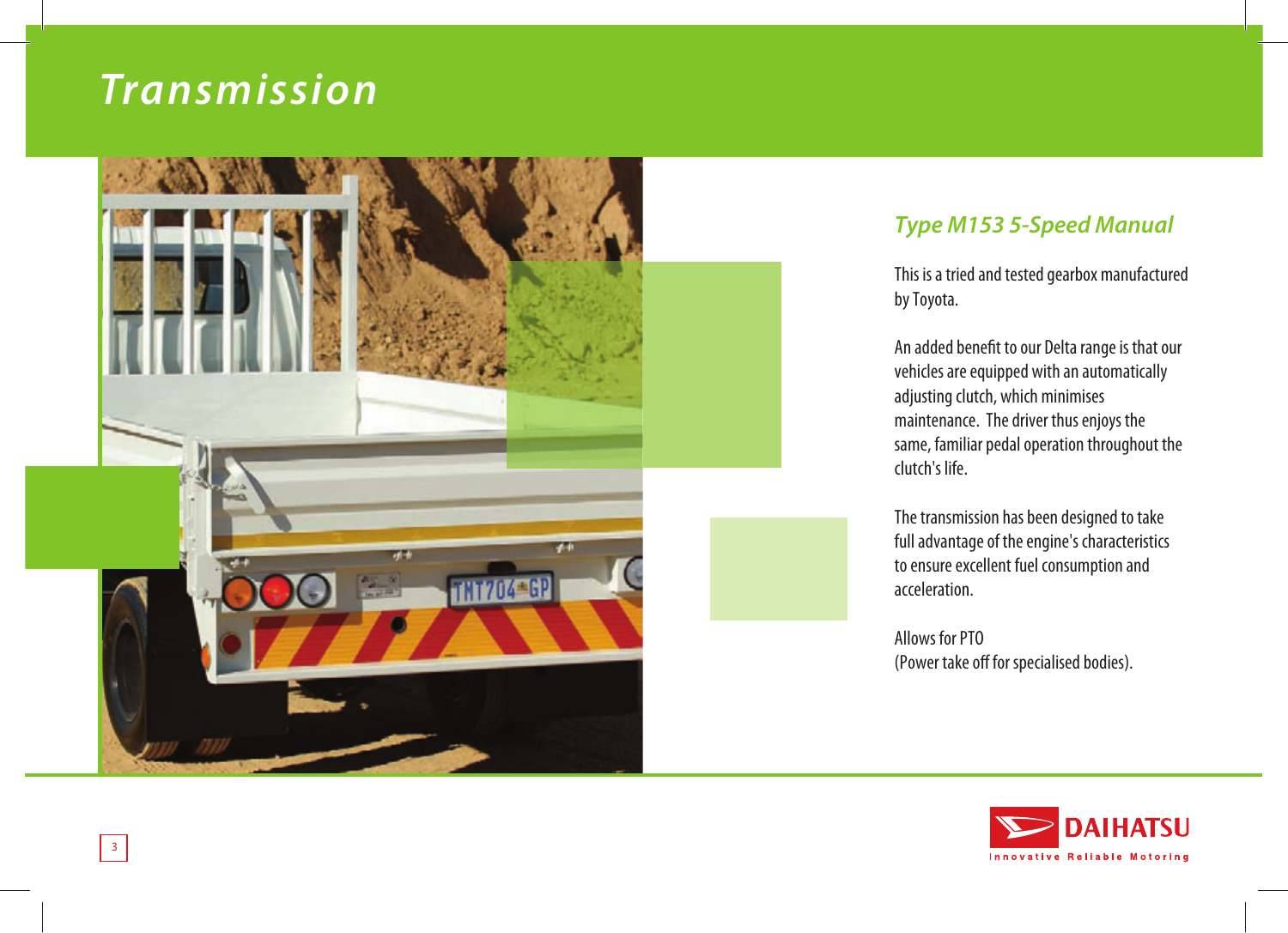# Transmission

## *Type M153 5-Speed Manual*

This is a tried and tested gearbox manufactured by Toyota.

An added benefit to our Delta range is that our vehicles are equipped with an automatically adjusting clutch, which minimises maintenance. The driver thus enjoys the same, familiar pedal operation throughout the clutch's life.

The transmission has been designed to take full advantage of the engine's characteristics to ensure excellent fuel consumption and acceleration.

Allows for PTO
(Power take off for specialised bodies).

DAIHATSU
Innovative Reliable Motoring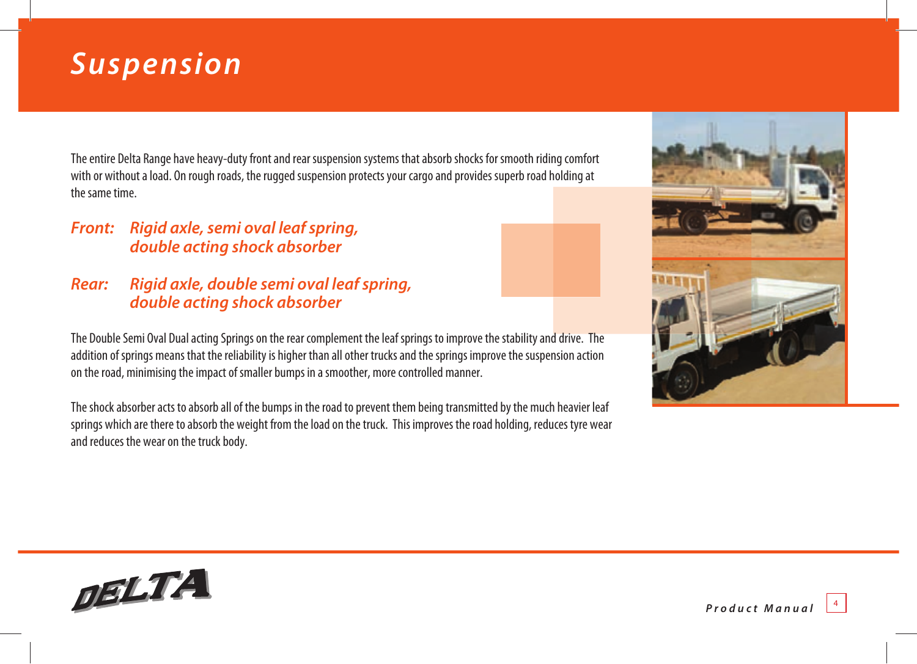# Suspension

The entire Delta Range have heavy-duty front and rear suspension systems that absorb shocks for smooth riding comfort with or without a load. On rough roads, the rugged suspension protects your cargo and provides superb road holding at the same time.

***Front:*** ***Rigid axle, semi oval leaf spring, double acting shock absorber***

***Rear:*** ***Rigid axle, double semi oval leaf spring, double acting shock absorber***

The Double Semi Oval Dual acting Springs on the rear complement the leaf springs to improve the stability and drive. The addition of springs means that the reliability is higher than all other trucks and the springs improve the suspension action on the road, minimising the impact of smaller bumps in a smoother, more controlled manner.

The shock absorber acts to absorb all of the bumps in the road to prevent them being transmitted by the much heavier leaf springs which are there to absorb the weight from the load on the truck. This improves the road holding, reduces tyre wear and reduces the wear on the truck body.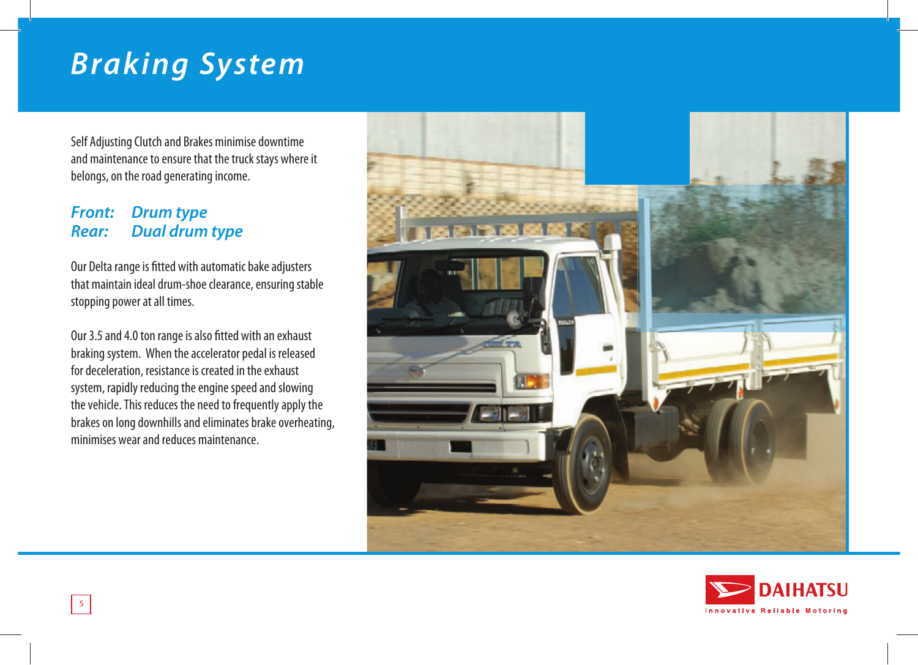# Braking System

Self Adjusting Clutch and Brakes minimise downtime and maintenance to ensure that the truck stays where it belongs, on the road generating income.

***Front:*** ***Drum type***
***Rear:*** ***Dual drum type***

Our Delta range is fitted with automatic bake adjusters that maintain ideal drum-shoe clearance, ensuring stable stopping power at all times.

Our 3.5 and 4.0 ton range is also fitted with an exhaust braking system. When the accelerator pedal is released for deceleration, resistance is created in the exhaust system, rapidly reducing the engine speed and slowing the vehicle. This reduces the need to frequently apply the brakes on long downhills and eliminates brake overheating, minimises wear and reduces maintenance.

DAIHATSU
Innovative Reliable Motoring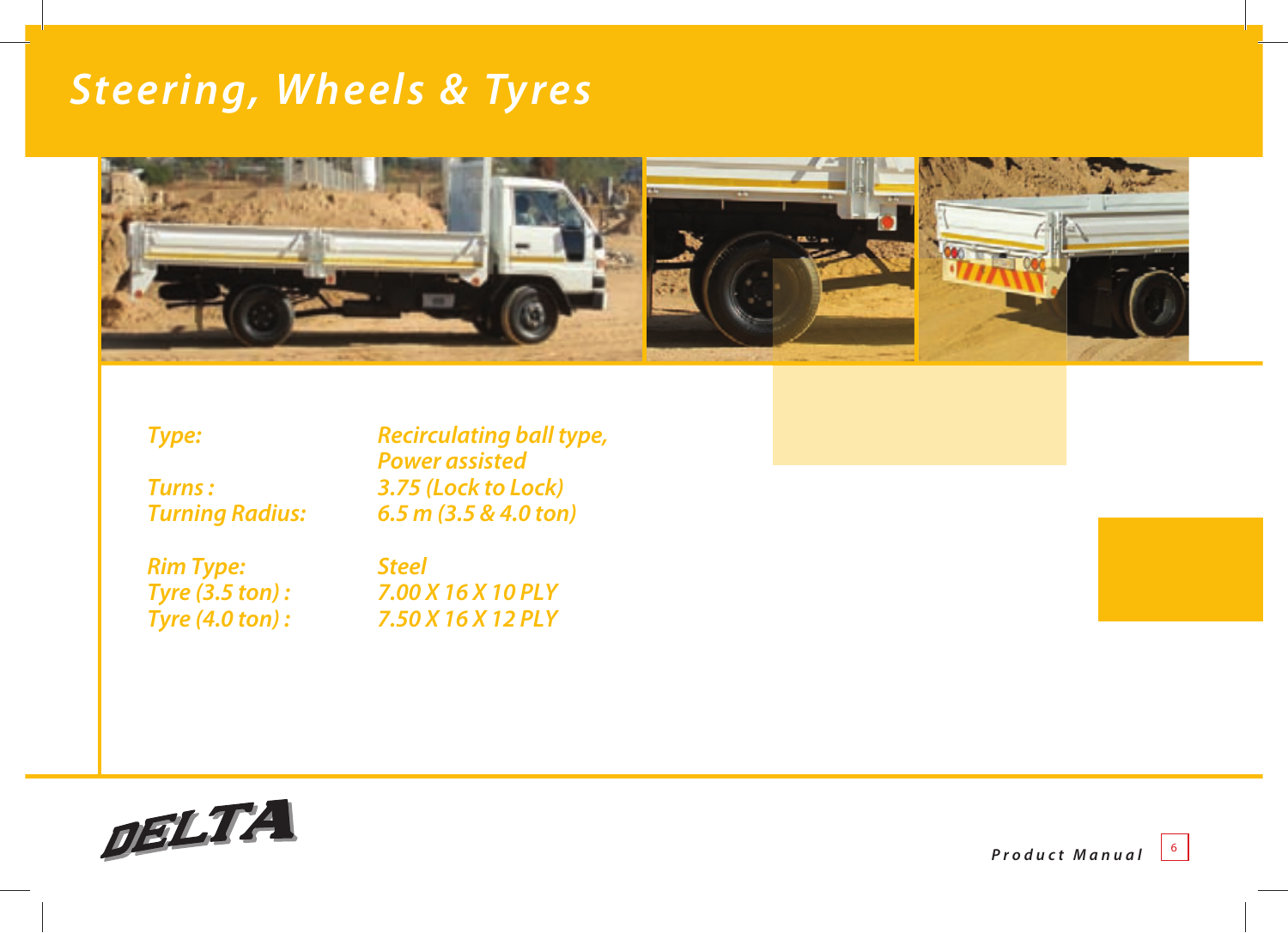# Steering, Wheels & Tyres

| | |
|---|---|
| Type: | Recirculating ball type, Power assisted |
| Turns : | 3.75 (Lock to Lock) |
| Turning Radius: | 6.5 m (3.5 & 4.0 ton) |
| Rim Type: | Steel |
| Tyre (3.5 ton) : | 7.00 X 16 X 10 PLY |
| Tyre (4.0 ton) : | 7.50 X 16 X 12 PLY |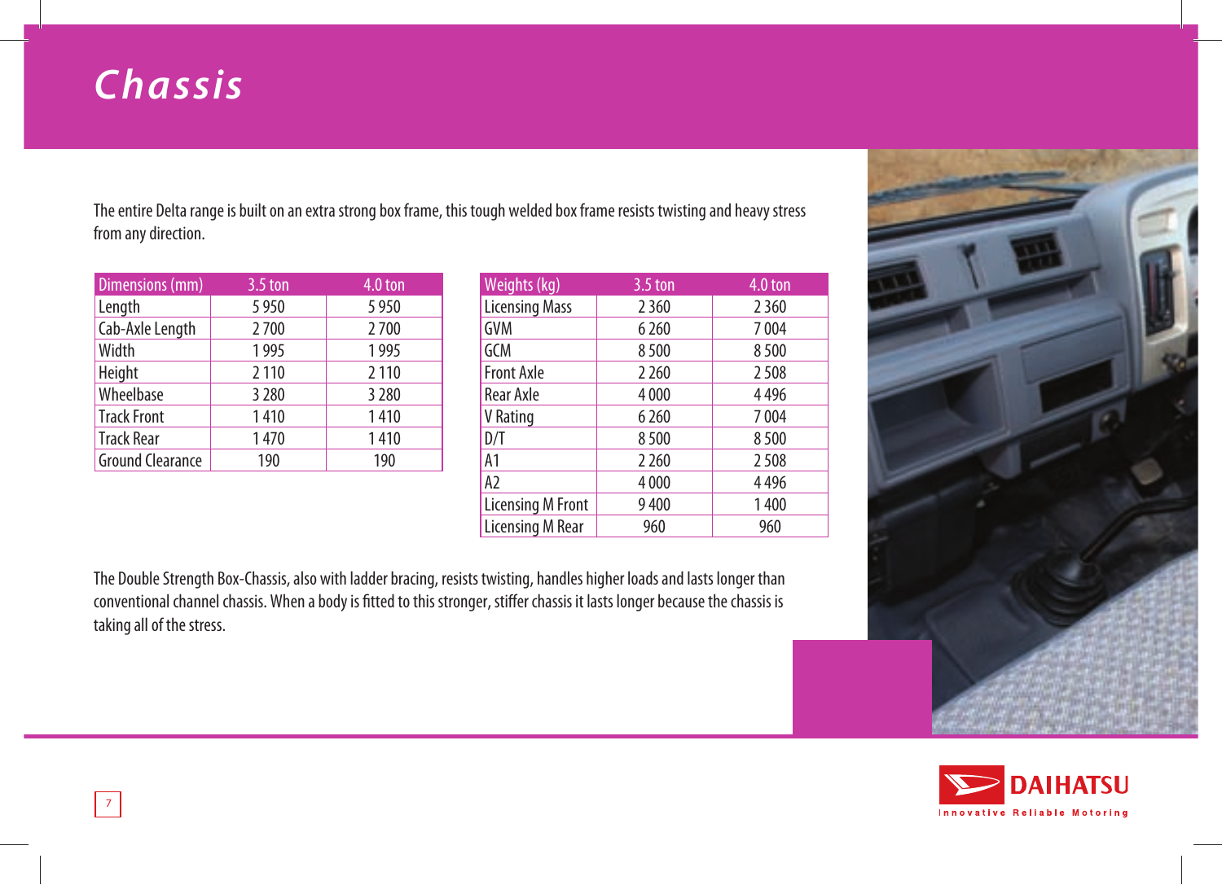# Chassis

The entire Delta range is built on an extra strong box frame, this tough welded box frame resists twisting and heavy stress from any direction.

| Dimensions (mm) | 3.5 ton | 4.0 ton |
|---|---|---|
| Length | 5 950 | 5 950 |
| Cab-Axle Length | 2 700 | 2 700 |
| Width | 1 995 | 1 995 |
| Height | 2 110 | 2 110 |
| Wheelbase | 3 280 | 3 280 |
| Track Front | 1 410 | 1 410 |
| Track Rear | 1 470 | 1 410 |
| Ground Clearance | 190 | 190 |

| Weights (kg) | 3.5 ton | 4.0 ton |
|---|---|---|
| Licensing Mass | 2 360 | 2 360 |
| GVM | 6 260 | 7 004 |
| GCM | 8 500 | 8 500 |
| Front Axle | 2 260 | 2 508 |
| Rear Axle | 4 000 | 4 496 |
| V Rating | 6 260 | 7 004 |
| D/T | 8 500 | 8 500 |
| A1 | 2 260 | 2 508 |
| A2 | 4 000 | 4 496 |
| Licensing M Front | 9 400 | 1 400 |
| Licensing M Rear | 960 | 960 |

The Double Strength Box-Chassis, also with ladder bracing, resists twisting, handles higher loads and lasts longer than conventional channel chassis. When a body is fitted to this stronger, stiffer chassis it lasts longer because the chassis is taking all of the stress.

DAIHATSU
Innovative Reliable Motoring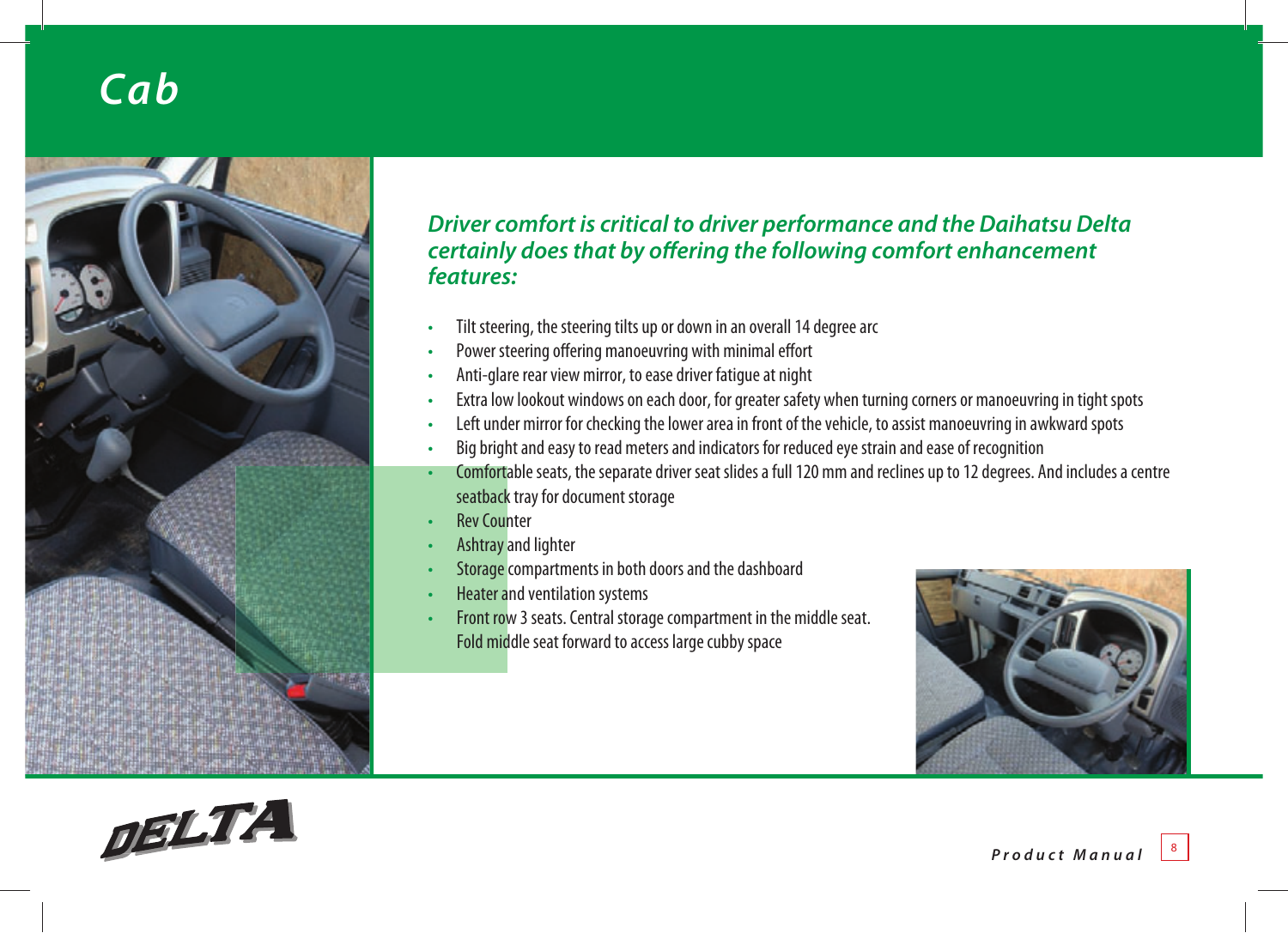# Cab

***Driver comfort is critical to driver performance and the Daihatsu Delta certainly does that by offering the following comfort enhancement features:***

- Tilt steering, the steering tilts up or down in an overall 14 degree arc
- Power steering offering manoeuvring with minimal effort
- Anti-glare rear view mirror, to ease driver fatigue at night
- Extra low lookout windows on each door, for greater safety when turning corners or manoeuvring in tight spots
- Left under mirror for checking the lower area in front of the vehicle, to assist manoeuvring in awkward spots
- Big bright and easy to read meters and indicators for reduced eye strain and ease of recognition
- Comfortable seats, the separate driver seat slides a full 120 mm and reclines up to 12 degrees. And includes a centre seatback tray for document storage
- Rev Counter
- Ashtray and lighter
- Storage compartments in both doors and the dashboard
- Heater and ventilation systems
- Front row 3 seats. Central storage compartment in the middle seat. Fold middle seat forward to access large cubby space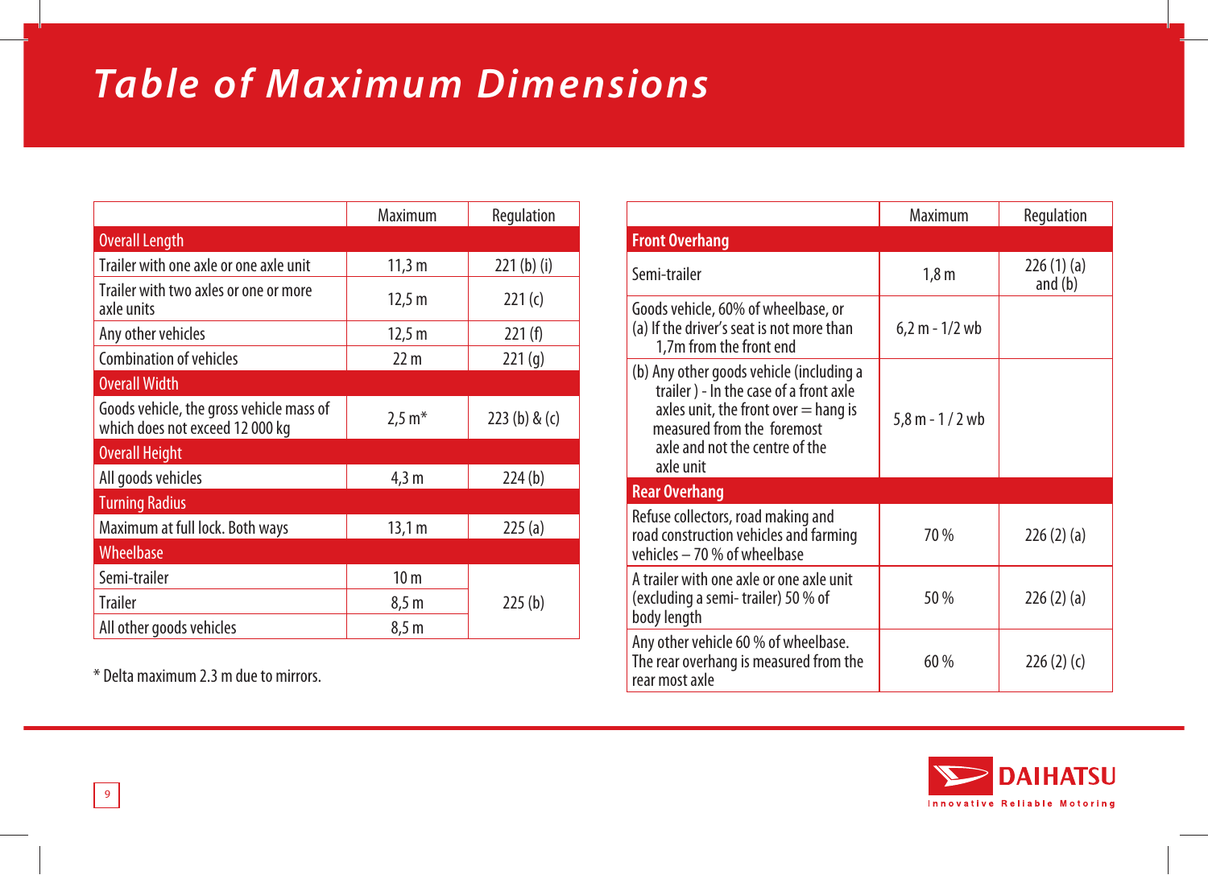# Table of Maximum Dimensions

| | Maximum | Regulation |
|---|---|---|
| **Overall Length** | | |
| Trailer with one axle or one axle unit | 11,3 m | 221 (b) (i) |
| Trailer with two axles or one or more axle units | 12,5 m | 221 (c) |
| Any other vehicles | 12,5 m | 221 (f) |
| Combination of vehicles | 22 m | 221 (g) |
| **Overall Width** | | |
| Goods vehicle, the gross vehicle mass of which does not exceed 12 000 kg | 2,5 m* | 223 (b) & (c) |
| **Overall Height** | | |
| All goods vehicles | 4,3 m | 224 (b) |
| **Turning Radius** | | |
| Maximum at full lock. Both ways | 13,1 m | 225 (a) |
| **Wheelbase** | | |
| Semi-trailer | 10 m | 225 (b) |
| Trailer | 8,5 m | |
| All other goods vehicles | 8,5 m | |

* Delta maximum 2.3 m due to mirrors.

| | Maximum | Regulation |
|---|---|---|
| **Front Overhang** | | |
| Semi-trailer | 1,8 m | 226 (1) (a) and (b) |
| Goods vehicle, 60% of wheelbase, or (a) If the driver's seat is not more than 1,7m from the front end | 6,2 m - 1/2 wb | |
| (b) Any other goods vehicle (including a trailer ) - In the case of a front axle axles unit, the front over = hang is measured from the foremost axle and not the centre of the axle unit | 5,8 m - 1 / 2 wb | |
| **Rear Overhang** | | |
| Refuse collectors, road making and road construction vehicles and farming vehicles – 70 % of wheelbase | 70 % | 226 (2) (a) |
| A trailer with one axle or one axle unit (excluding a semi- trailer) 50 % of body length | 50 % | 226 (2) (a) |
| Any other vehicle 60 % of wheelbase. The rear overhang is measured from the rear most axle | 60 % | 226 (2) (c) |

DAIHATSU
Innovative Reliable Motoring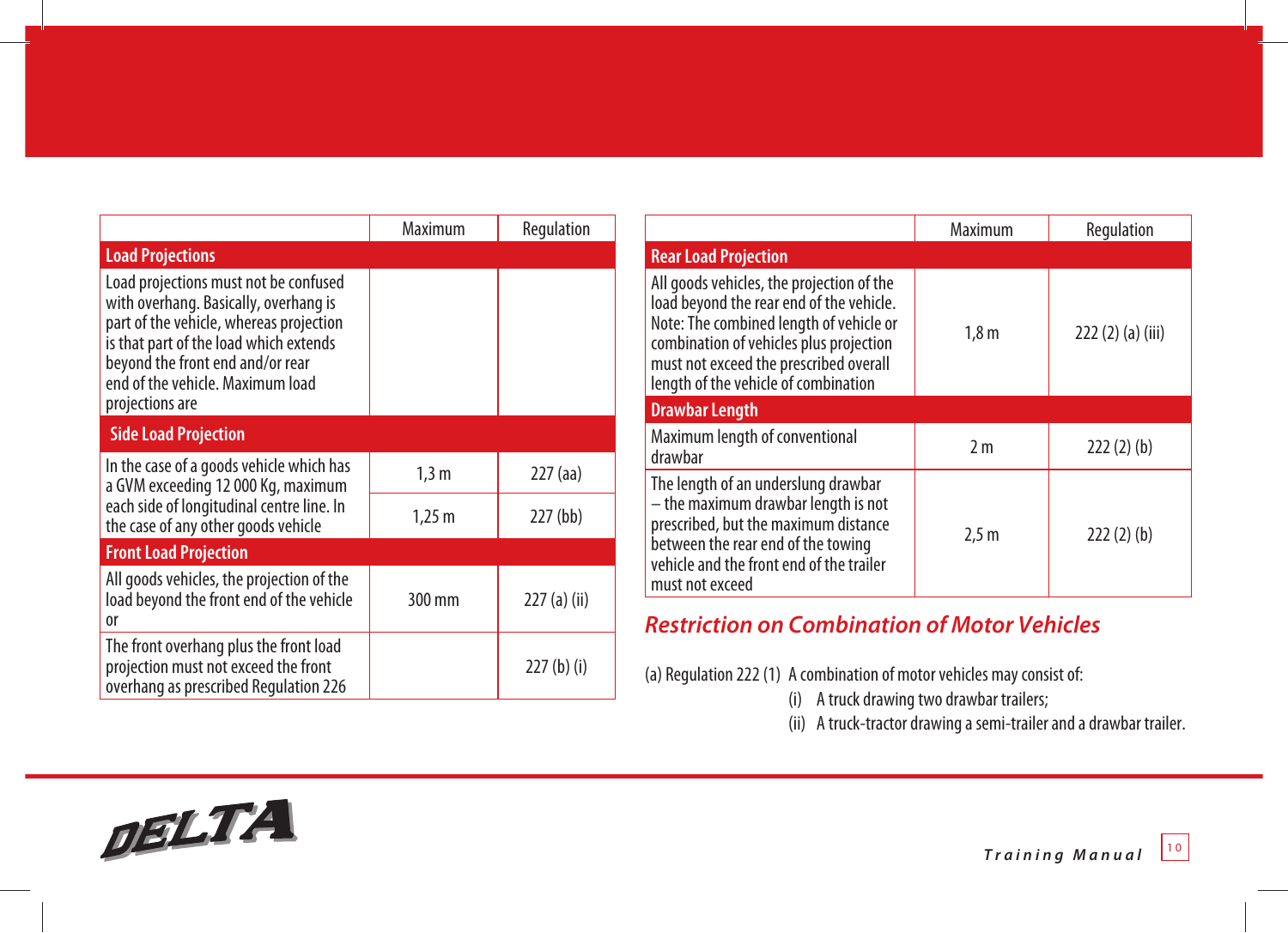| | Maximum | Regulation |
|---|---|---|
| **Load Projections** | | |
| Load projections must not be confused with overhang. Basically, overhang is part of the vehicle, whereas projection is that part of the load which extends beyond the front end and/or rear end of the vehicle. Maximum load projections are | | |
| **Side Load Projection** | | |
| In the case of a goods vehicle which has a GVM exceeding 12 000 Kg, maximum each side of longitudinal centre line. In the case of any other goods vehicle | 1,3 m | 227 (aa) |
| | 1,25 m | 227 (bb) |
| **Front Load Projection** | | |
| All goods vehicles, the projection of the load beyond the front end of the vehicle or | 300 mm | 227 (a) (ii) |
| The front overhang plus the front load projection must not exceed the front overhang as prescribed Regulation 226 | | 227 (b) (i) |

| | Maximum | Regulation |
|---|---|---|
| **Rear Load Projection** | | |
| All goods vehicles, the projection of the load beyond the rear end of the vehicle. Note: The combined length of vehicle or combination of vehicles plus projection must not exceed the prescribed overall length of the vehicle of combination | 1,8 m | 222 (2) (a) (iii) |
| **Drawbar Length** | | |
| Maximum length of conventional drawbar | 2 m | 222 (2) (b) |
| The length of an underslung drawbar – the maximum drawbar length is not prescribed, but the maximum distance between the rear end of the towing vehicle and the front end of the trailer must not exceed | 2,5 m | 222 (2) (b) |

## *Restriction on Combination of Motor Vehicles*

(a) Regulation 222 (1) A combination of motor vehicles may consist of:

(i) A truck drawing two drawbar trailers;

(ii) A truck-tractor drawing a semi-trailer and a drawbar trailer.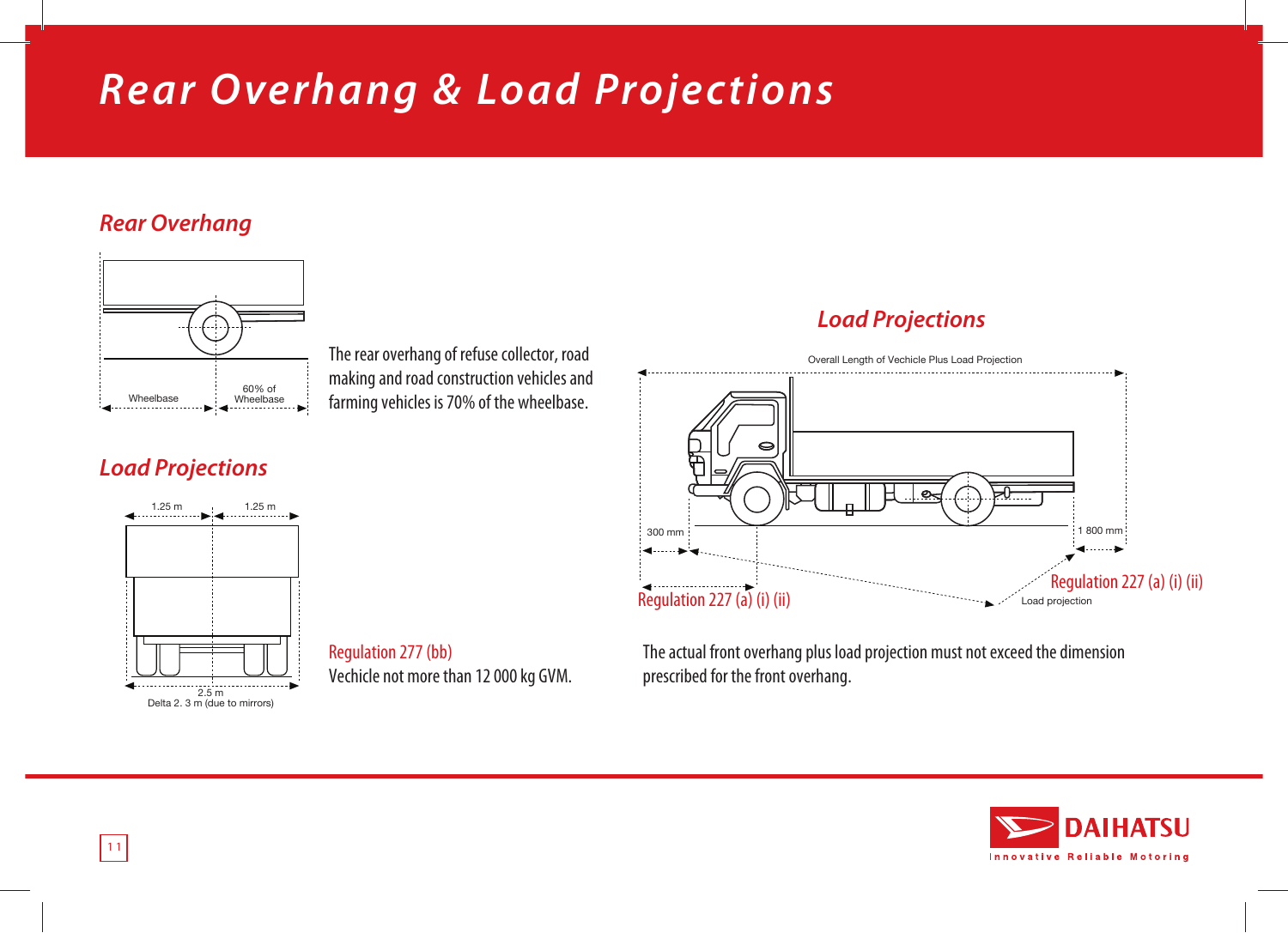# Rear Overhang & Load Projections

## Rear Overhang

Wheelbase | 60% of Wheelbase

The rear overhang of refuse collector, road making and road construction vehicles and farming vehicles is 70% of the wheelbase.

## Load Projections

1.25 m | 1.25 m

2.5 m
Delta 2. 3 m (due to mirrors)

Regulation 277 (bb)
Vechicle not more than 12 000 kg GVM.

## Load Projections

Overall Length of Vechicle Plus Load Projection

300 mm

1 800 mm

Regulation 227 (a) (i) (ii)

Regulation 227 (a) (i) (ii)

Load projection

The actual front overhang plus load projection must not exceed the dimension prescribed for the front overhang.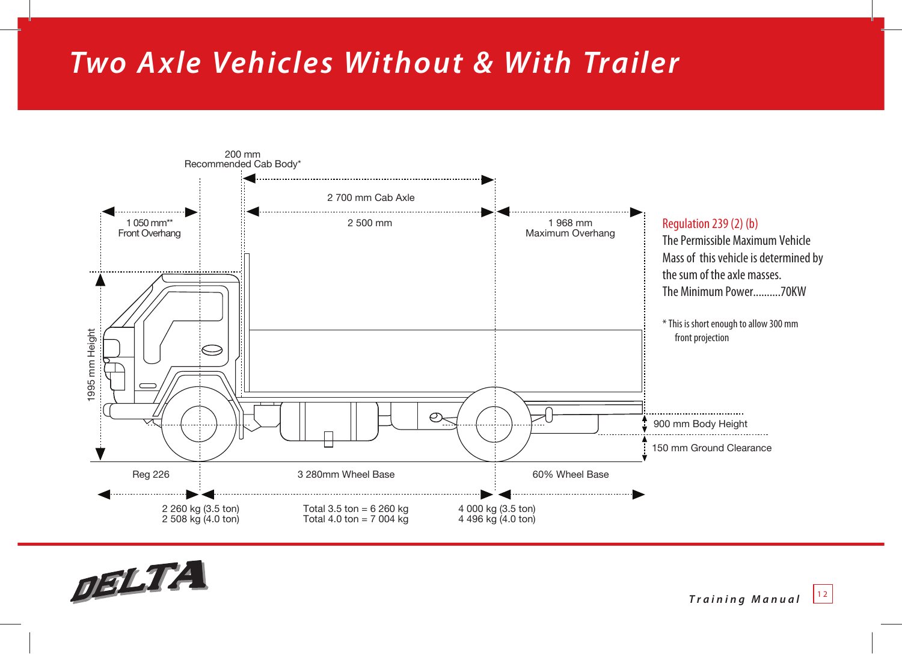# Two Axle Vehicles Without & With Trailer

200 mm
Recommended Cab Body*

2 700 mm Cab Axle

1 050 mm**
Front Overhang

2 500 mm

1 968 mm
Maximum Overhang

1995 mm Height

900 mm Body Height

150 mm Ground Clearance

Reg 226

3 280mm Wheel Base

60% Wheel Base

2 260 kg (3.5 ton)
2 508 kg (4.0 ton)

Total 3.5 ton = 6 260 kg
Total 4.0 ton = 7 004 kg

4 000 kg (3.5 ton)
4 496 kg (4.0 ton)

Regulation 239 (2) (b)

The Permissible Maximum Vehicle Mass of this vehicle is determined by the sum of the axle masses.

The Minimum Power..........70KW

* This is short enough to allow 300 mm front projection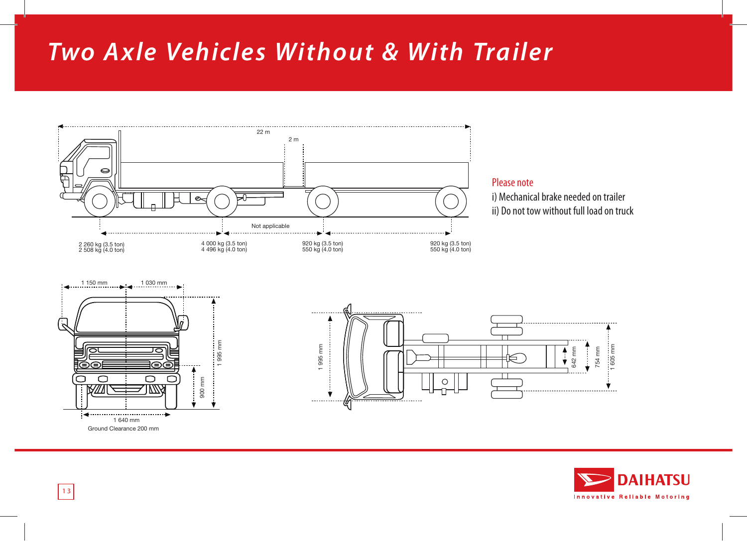# Two Axle Vehicles Without & With Trailer

22 m

2 m

Not applicable

| 2 260 kg (3.5 ton) | 4 000 kg (3.5 ton) | 920 kg (3.5 ton) | 920 kg (3.5 ton) |
|---|---|---|---|
| 2 508 kg (4.0 ton) | 4 496 kg (4.0 ton) | 550 kg (4.0 ton) | 550 kg (4.0 ton) |

Please note

i) Mechanical brake needed on trailer

ii) Do not tow without full load on truck

1 150 mm

1 030 mm

1 995 mm

900 mm

1 640 mm

Ground Clearance 200 mm

1 995 mm

642 mm

754 mm

1 605 mm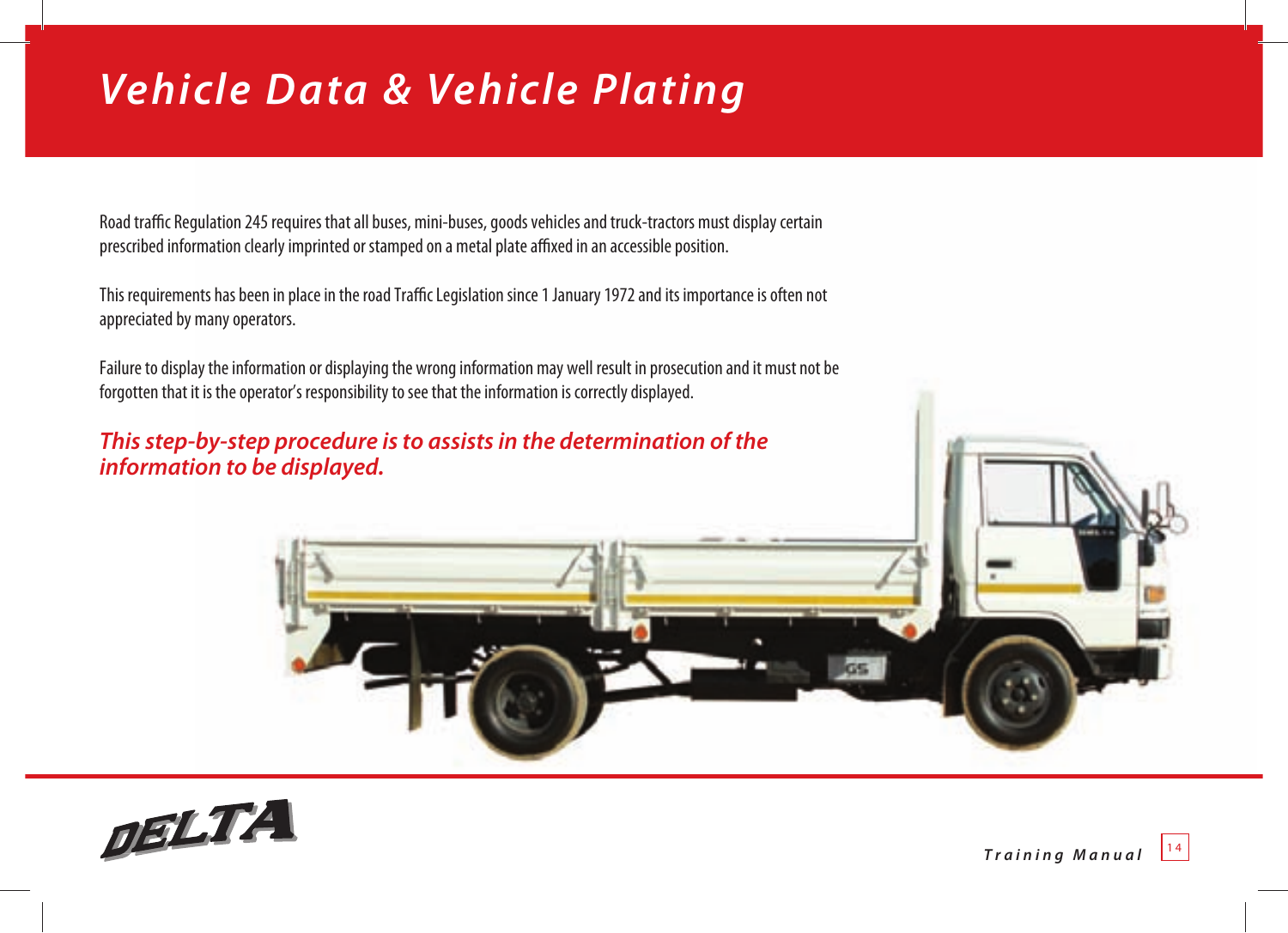# *Vehicle Data & Vehicle Plating*

Road traffic Regulation 245 requires that all buses, mini-buses, goods vehicles and truck-tractors must display certain prescribed information clearly imprinted or stamped on a metal plate affixed in an accessible position.

This requirements has been in place in the road Traffic Legislation since 1 January 1972 and its importance is often not appreciated by many operators.

Failure to display the information or displaying the wrong information may well result in prosecution and it must not be forgotten that it is the operator's responsibility to see that the information is correctly displayed.

***This step-by-step procedure is to assists in the determination of the information to be displayed.***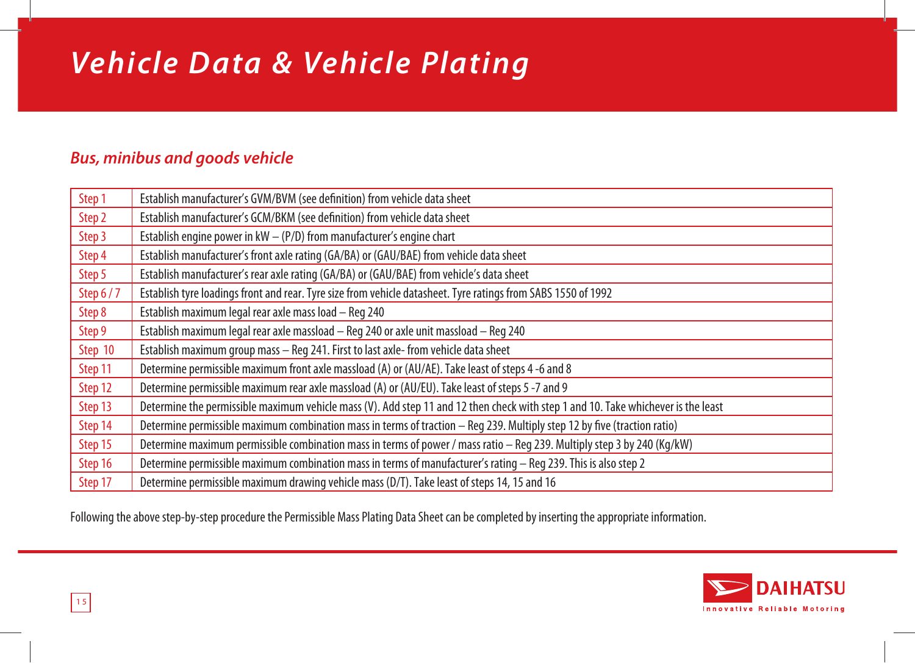# Vehicle Data & Vehicle Plating

## *Bus, minibus and goods vehicle*

| | |
|---|---|
| Step 1 | Establish manufacturer's GVM/BVM (see definition) from vehicle data sheet |
| Step 2 | Establish manufacturer's GCM/BKM (see definition) from vehicle data sheet |
| Step 3 | Establish engine power in kW – (P/D) from manufacturer's engine chart |
| Step 4 | Establish manufacturer's front axle rating (GA/BA) or (GAU/BAE) from vehicle data sheet |
| Step 5 | Establish manufacturer's rear axle rating (GA/BA) or (GAU/BAE) from vehicle's data sheet |
| Step 6 / 7 | Establish tyre loadings front and rear. Tyre size from vehicle datasheet. Tyre ratings from SABS 1550 of 1992 |
| Step 8 | Establish maximum legal rear axle mass load – Reg 240 |
| Step 9 | Establish maximum legal rear axle massload – Reg 240 or axle unit massload – Reg 240 |
| Step 10 | Establish maximum group mass – Reg 241. First to last axle- from vehicle data sheet |
| Step 11 | Determine permissible maximum front axle massload (A) or (AU/AE). Take least of steps 4 -6 and 8 |
| Step 12 | Determine permissible maximum rear axle massload (A) or (AU/EU). Take least of steps 5 -7 and 9 |
| Step 13 | Determine the permissible maximum vehicle mass (V). Add step 11 and 12 then check with step 1 and 10. Take whichever is the least |
| Step 14 | Determine permissible maximum combination mass in terms of traction – Reg 239. Multiply step 12 by five (traction ratio) |
| Step 15 | Determine maximum permissible combination mass in terms of power / mass ratio – Reg 239. Multiply step 3 by 240 (Kg/kW) |
| Step 16 | Determine permissible maximum combination mass in terms of manufacturer's rating – Reg 239. This is also step 2 |
| Step 17 | Determine permissible maximum drawing vehicle mass (D/T). Take least of steps 14, 15 and 16 |

Following the above step-by-step procedure the Permissible Mass Plating Data Sheet can be completed by inserting the appropriate information.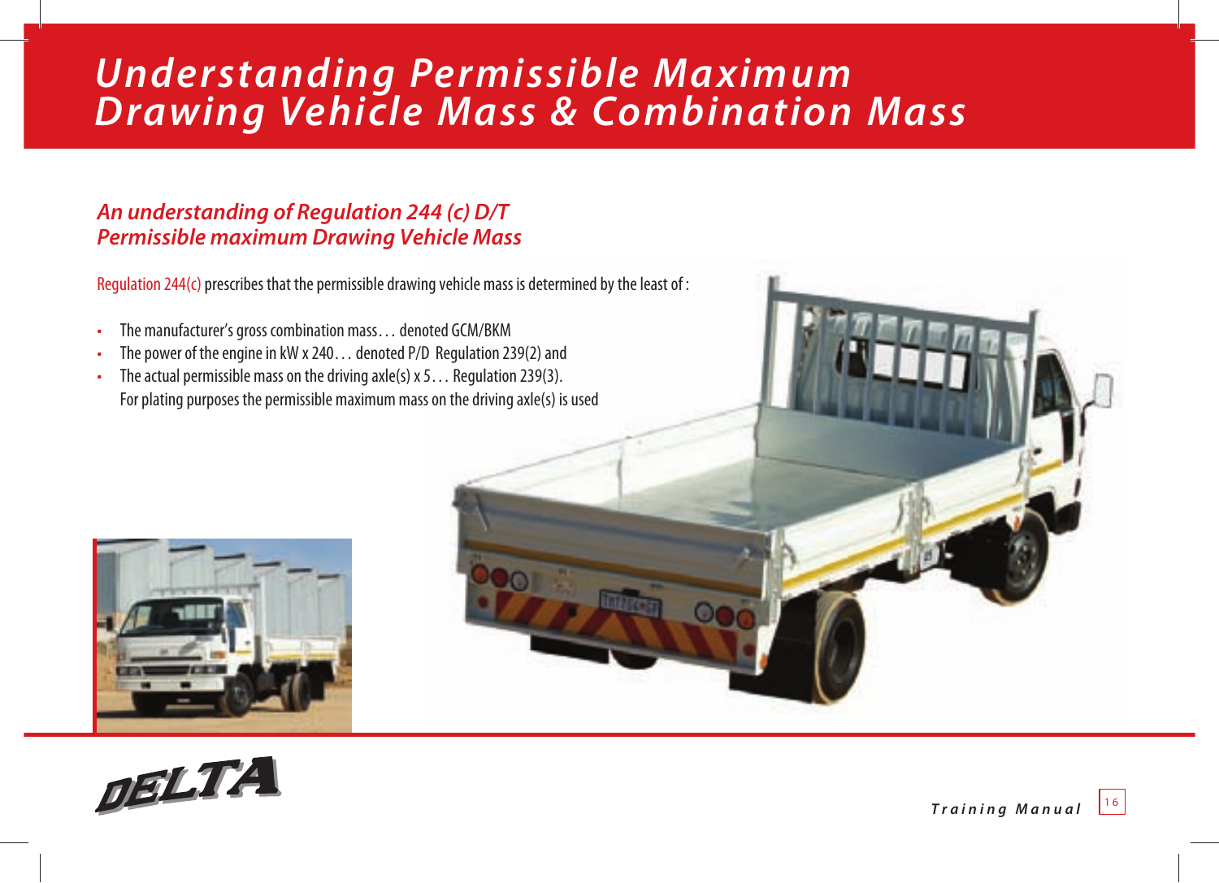# Understanding Permissible Maximum Drawing Vehicle Mass & Combination Mass

## *An understanding of Regulation 244 (c) D/T Permissible maximum Drawing Vehicle Mass*

Regulation 244(c) prescribes that the permissible drawing vehicle mass is determined by the least of :

- The manufacturer's gross combination mass… denoted GCM/BKM
- The power of the engine in kW x 240… denoted P/D Regulation 239(2) and
- The actual permissible mass on the driving axle(s) x 5… Regulation 239(3). For plating purposes the permissible maximum mass on the driving axle(s) is used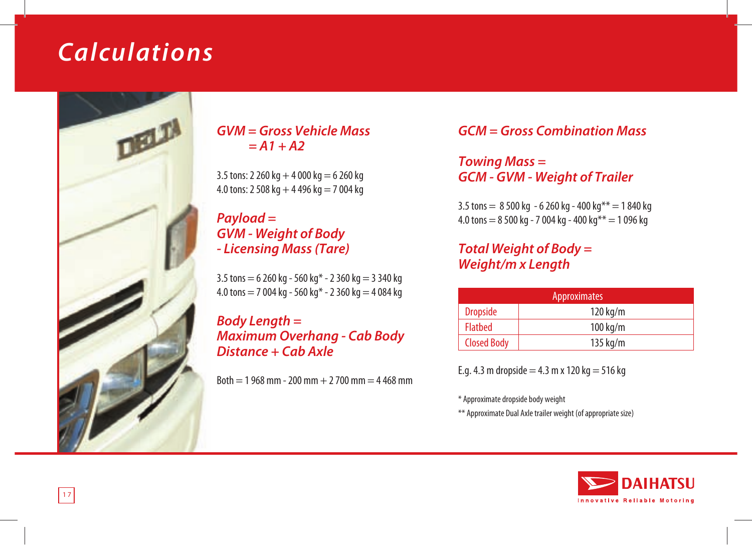# Calculations

***GVM = Gross Vehicle Mass***
***= A1 + A2***

3.5 tons: 2 260 kg + 4 000 kg = 6 260 kg
4.0 tons: 2 508 kg + 4 496 kg = 7 004 kg

***Payload =***
***GVM - Weight of Body***
***- Licensing Mass (Tare)***

3.5 tons = 6 260 kg - 560 kg* - 2 360 kg = 3 340 kg
4.0 tons = 7 004 kg - 560 kg* - 2 360 kg = 4 084 kg

***Body Length =***
***Maximum Overhang - Cab Body***
***Distance + Cab Axle***

Both = 1 968 mm - 200 mm + 2 700 mm = 4 468 mm

***GCM = Gross Combination Mass***

***Towing Mass =***
***GCM - GVM - Weight of Trailer***

3.5 tons = 8 500 kg - 6 260 kg - 400 kg** = 1 840 kg
4.0 tons = 8 500 kg - 7 004 kg - 400 kg** = 1 096 kg

***Total Weight of Body =***
***Weight/m x Length***

| Approximates | |
|---|---|
| Dropside | 120 kg/m |
| Flatbed | 100 kg/m |
| Closed Body | 135 kg/m |

E.g. 4.3 m dropside = 4.3 m x 120 kg = 516 kg

\* Approximate dropside body weight

\** Approximate Dual Axle trailer weight (of appropriate size)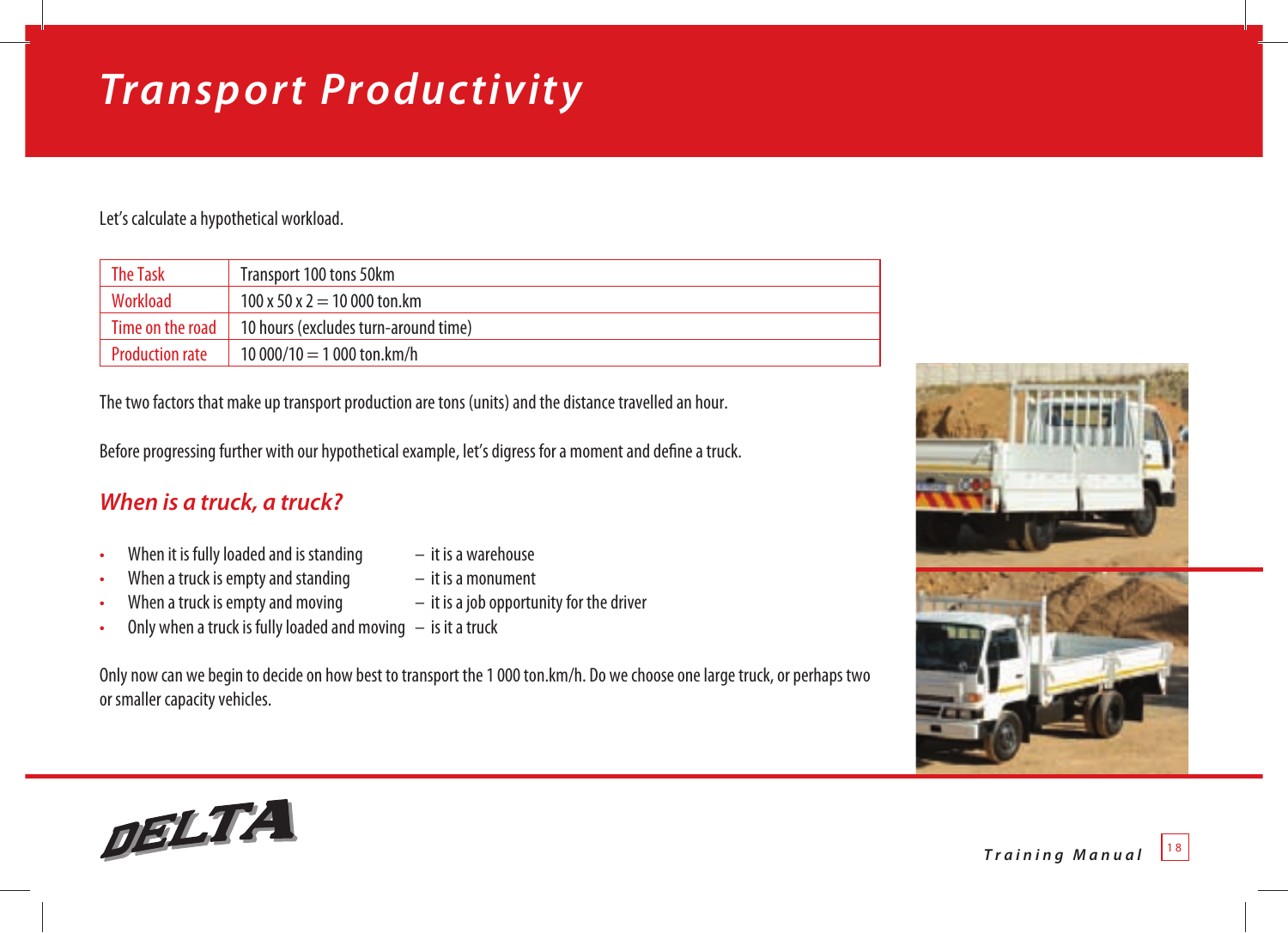# Transport Productivity

Let's calculate a hypothetical workload.

| The Task | Transport 100 tons 50km |
|---|---|
| Workload | 100 x 50 x 2 = 10 000 ton.km |
| Time on the road | 10 hours (excludes turn-around time) |
| Production rate | 10 000/10 = 1 000 ton.km/h |

The two factors that make up transport production are tons (units) and the distance travelled an hour.

Before progressing further with our hypothetical example, let's digress for a moment and define a truck.

## *When is a truck, a truck?*

- When it is fully loaded and is standing – it is a warehouse
- When a truck is empty and standing – it is a monument
- When a truck is empty and moving – it is a job opportunity for the driver
- Only when a truck is fully loaded and moving – is it a truck

Only now can we begin to decide on how best to transport the 1 000 ton.km/h. Do we choose one large truck, or perhaps two or smaller capacity vehicles.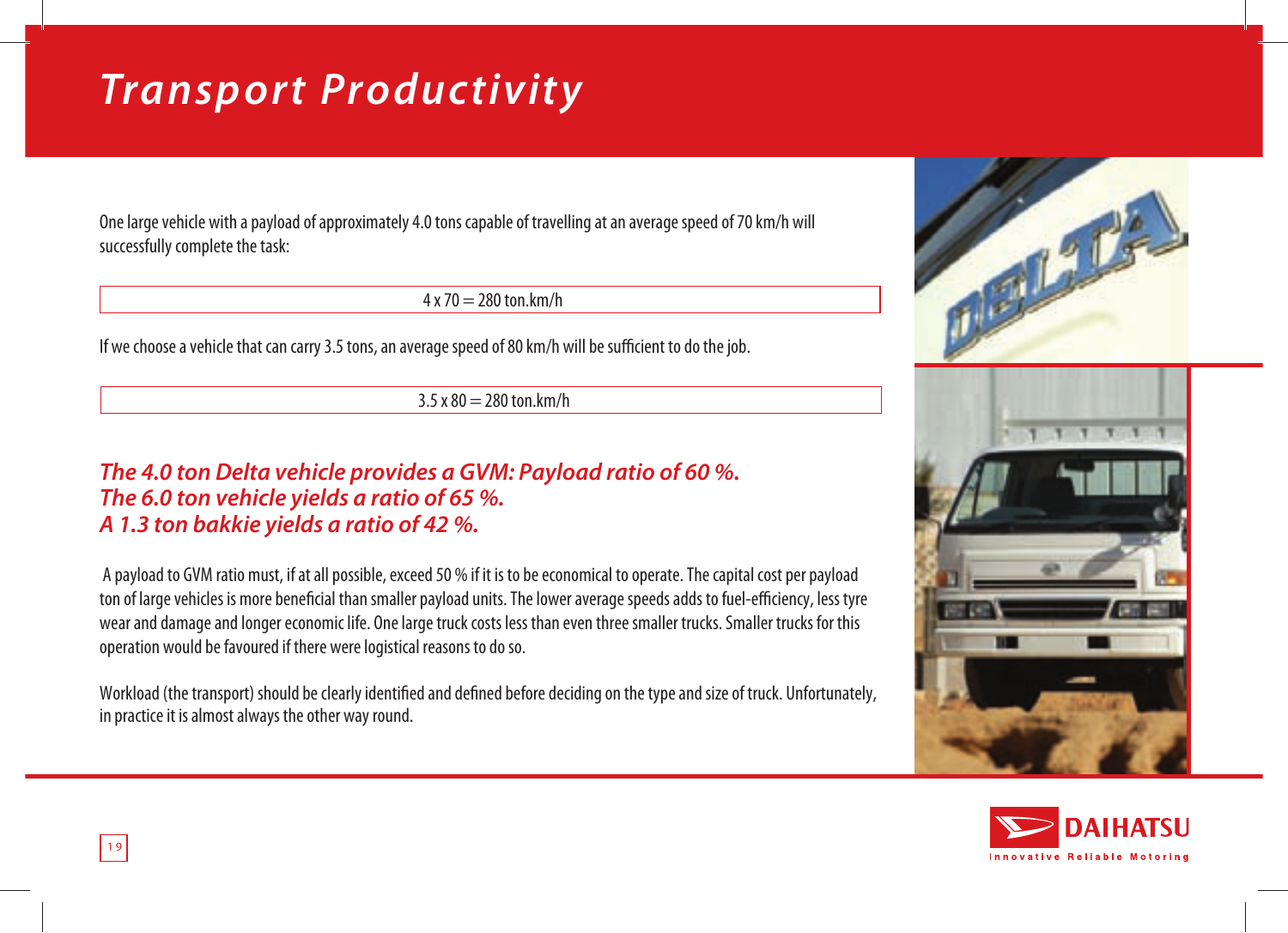# Transport Productivity

One large vehicle with a payload of approximately 4.0 tons capable of travelling at an average speed of 70 km/h will successfully complete the task:

| 4 x 70 = 280 ton.km/h |
|---|

If we choose a vehicle that can carry 3.5 tons, an average speed of 80 km/h will be sufficient to do the job.

| 3.5 x 80 = 280 ton.km/h |
|---|

***The 4.0 ton Delta vehicle provides a GVM: Payload ratio of 60 %.***
***The 6.0 ton vehicle yields a ratio of 65 %.***
***A 1.3 ton bakkie yields a ratio of 42 %.***

A payload to GVM ratio must, if at all possible, exceed 50 % if it is to be economical to operate. The capital cost per payload ton of large vehicles is more beneficial than smaller payload units. The lower average speeds adds to fuel-efficiency, less tyre wear and damage and longer economic life. One large truck costs less than even three smaller trucks. Smaller trucks for this operation would be favoured if there were logistical reasons to do so.

Workload (the transport) should be clearly identified and defined before deciding on the type and size of truck. Unfortunately, in practice it is almost always the other way round.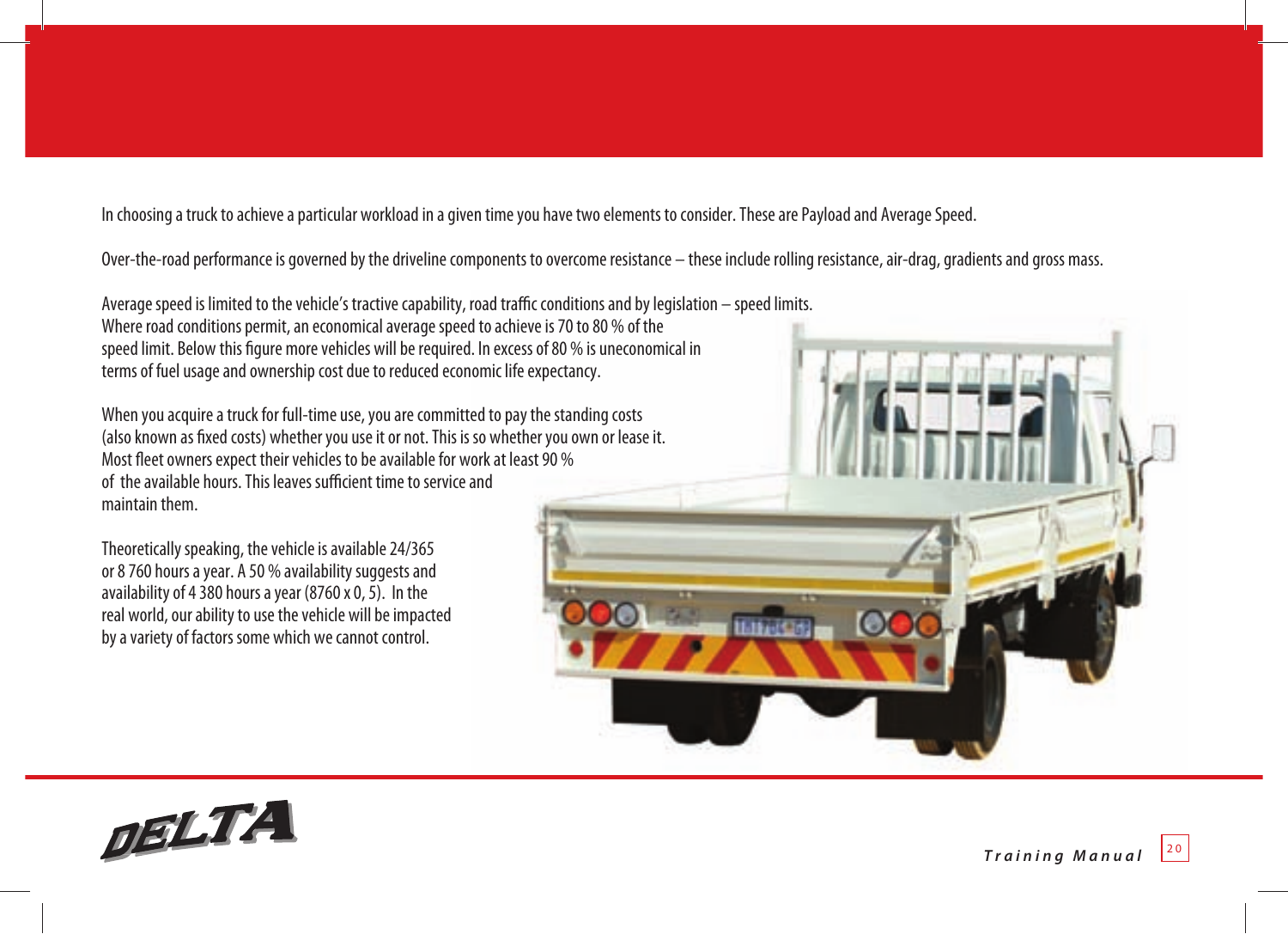In choosing a truck to achieve a particular workload in a given time you have two elements to consider. These are Payload and Average Speed.

Over-the-road performance is governed by the driveline components to overcome resistance – these include rolling resistance, air-drag, gradients and gross mass.

Average speed is limited to the vehicle's tractive capability, road traffic conditions and by legislation – speed limits. Where road conditions permit, an economical average speed to achieve is 70 to 80 % of the speed limit. Below this figure more vehicles will be required. In excess of 80 % is uneconomical in terms of fuel usage and ownership cost due to reduced economic life expectancy.

When you acquire a truck for full-time use, you are committed to pay the standing costs (also known as fixed costs) whether you use it or not. This is so whether you own or lease it. Most fleet owners expect their vehicles to be available for work at least 90 % of the available hours. This leaves sufficient time to service and maintain them.

Theoretically speaking, the vehicle is available 24/365 or 8 760 hours a year. A 50 % availability suggests and availability of 4 380 hours a year (8760 x 0, 5). In the real world, our ability to use the vehicle will be impacted by a variety of factors some which we cannot control.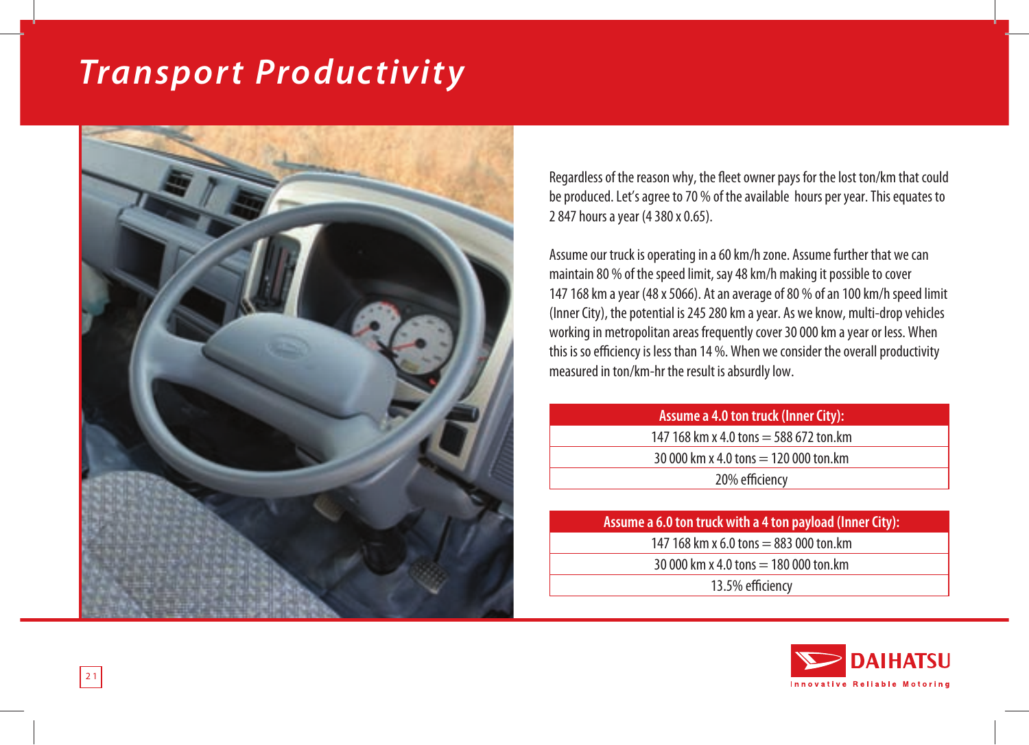# Transport Productivity

Regardless of the reason why, the fleet owner pays for the lost ton/km that could be produced. Let's agree to 70 % of the available hours per year. This equates to 2 847 hours a year (4 380 x 0.65).

Assume our truck is operating in a 60 km/h zone. Assume further that we can maintain 80 % of the speed limit, say 48 km/h making it possible to cover 147 168 km a year (48 x 5066). At an average of 80 % of an 100 km/h speed limit (Inner City), the potential is 245 280 km a year. As we know, multi-drop vehicles working in metropolitan areas frequently cover 30 000 km a year or less. When this is so efficiency is less than 14 %. When we consider the overall productivity measured in ton/km-hr the result is absurdly low.

| Assume a 4.0 ton truck (Inner City): |
| --- |
| 147 168 km x 4.0 tons = 588 672 ton.km |
| 30 000 km x 4.0 tons = 120 000 ton.km |
| 20% efficiency |

| Assume a 6.0 ton truck with a 4 ton payload (Inner City): |
| --- |
| 147 168 km x 6.0 tons = 883 000 ton.km |
| 30 000 km x 4.0 tons = 180 000 ton.km |
| 13.5% efficiency |

DAIHATSU
Innovative Reliable Motoring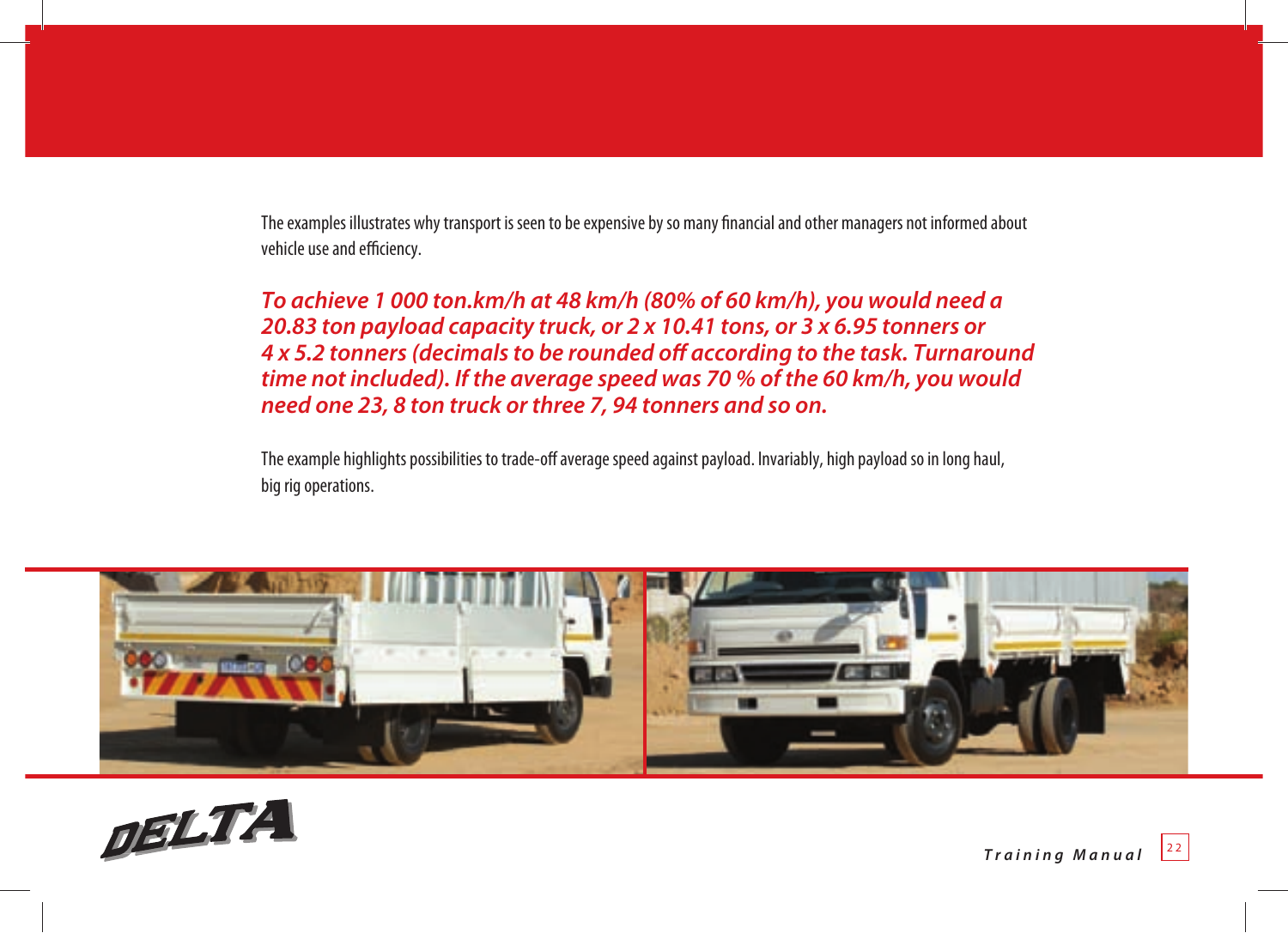The examples illustrates why transport is seen to be expensive by so many financial and other managers not informed about vehicle use and efficiency.

***To achieve 1 000 ton.km/h at 48 km/h (80% of 60 km/h), you would need a 20.83 ton payload capacity truck, or 2 x 10.41 tons, or 3 x 6.95 tonners or 4 x 5.2 tonners (decimals to be rounded off according to the task. Turnaround time not included). If the average speed was 70 % of the 60 km/h, you would need one 23, 8 ton truck or three 7, 94 tonners and so on.***

The example highlights possibilities to trade-off average speed against payload. Invariably, high payload so in long haul, big rig operations.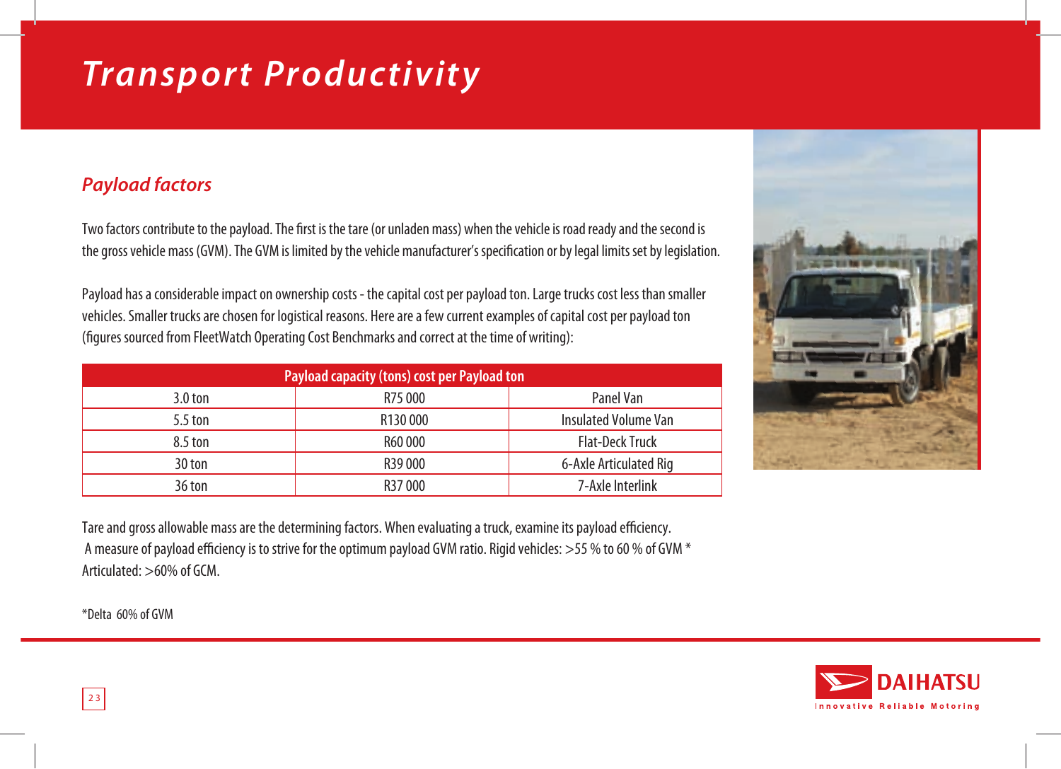# Transport Productivity

## Payload factors

Two factors contribute to the payload. The first is the tare (or unladen mass) when the vehicle is road ready and the second is the gross vehicle mass (GVM). The GVM is limited by the vehicle manufacturer's specification or by legal limits set by legislation.

Payload has a considerable impact on ownership costs - the capital cost per payload ton. Large trucks cost less than smaller vehicles. Smaller trucks are chosen for logistical reasons. Here are a few current examples of capital cost per payload ton (figures sourced from FleetWatch Operating Cost Benchmarks and correct at the time of writing):

| Payload capacity (tons) cost per Payload ton | | |
|---|---|---|
| 3.0 ton | R75 000 | Panel Van |
| 5.5 ton | R130 000 | Insulated Volume Van |
| 8.5 ton | R60 000 | Flat-Deck Truck |
| 30 ton | R39 000 | 6-Axle Articulated Rig |
| 36 ton | R37 000 | 7-Axle Interlink |

Tare and gross allowable mass are the determining factors. When evaluating a truck, examine its payload efficiency. A measure of payload efficiency is to strive for the optimum payload GVM ratio. Rigid vehicles: >55 % to 60 % of GVM * Articulated: >60% of GCM.

*Delta 60% of GVM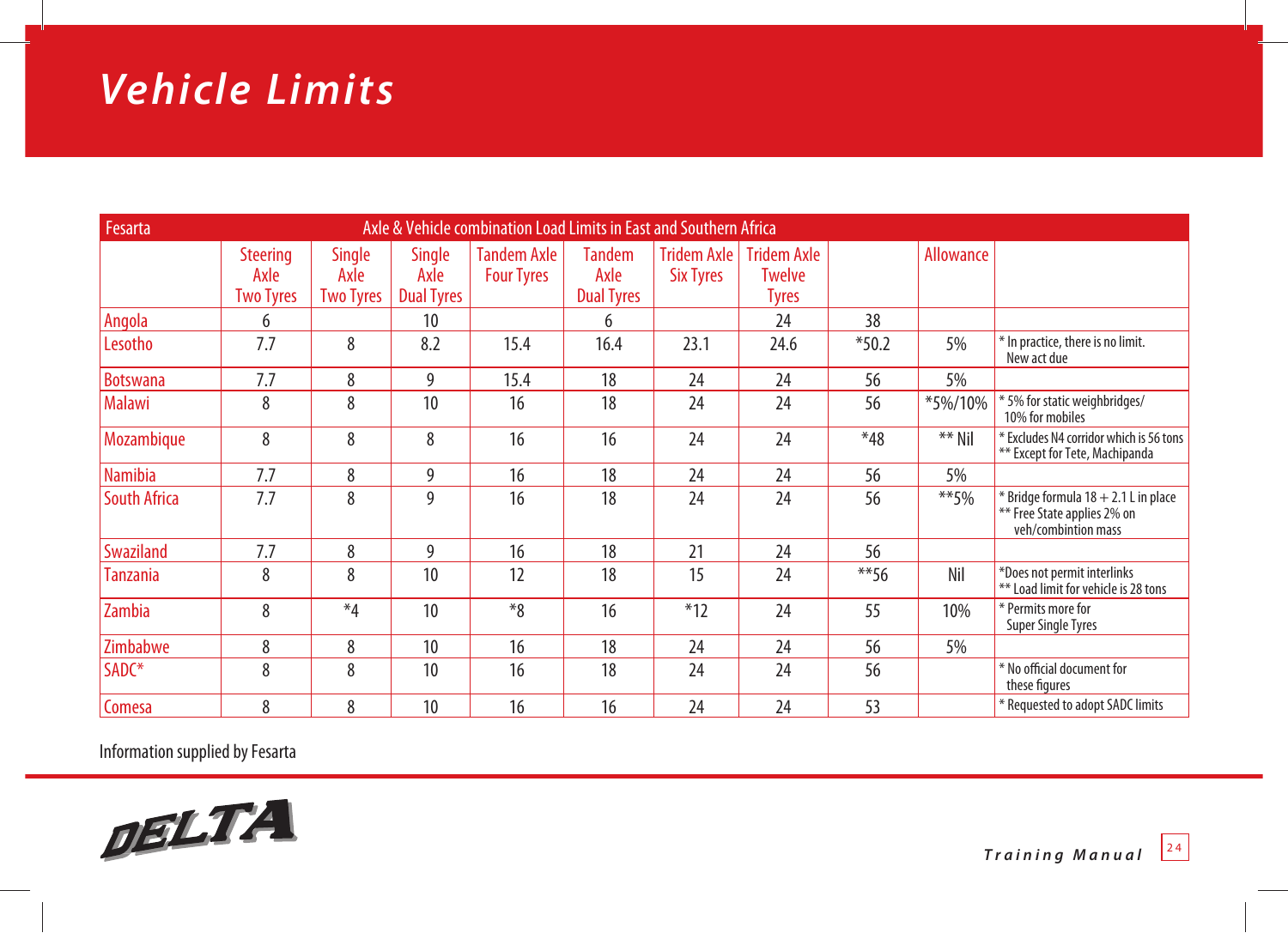# Vehicle Limits

| Fesarta | Axle & Vehicle combination Load Limits in East and Southern Africa | | | | | | | | | |
|---|---|---|---|---|---|---|---|---|---|---|
| | Steering Axle Two Tyres | Single Axle Two Tyres | Single Axle Dual Tyres | Tandem Axle Four Tyres | Tandem Axle Dual Tyres | Tridem Axle Six Tyres | Tridem Axle Twelve Tyres | | Allowance | |
| Angola | 6 | | 10 | | 6 | | 24 | 38 | | |
| Lesotho | 7.7 | 8 | 8.2 | 15.4 | 16.4 | 23.1 | 24.6 | *50.2 | 5% | * In practice, there is no limit. New act due |
| Botswana | 7.7 | 8 | 9 | 15.4 | 18 | 24 | 24 | 56 | 5% | |
| Malawi | 8 | 8 | 10 | 16 | 18 | 24 | 24 | 56 | *5%/10% | * 5% for static weighbridges/ 10% for mobiles |
| Mozambique | 8 | 8 | 8 | 16 | 16 | 24 | 24 | *48 | ** Nil | * Excludes N4 corridor which is 56 tons ** Except for Tete, Machipanda |
| Namibia | 7.7 | 8 | 9 | 16 | 18 | 24 | 24 | 56 | 5% | |
| South Africa | 7.7 | 8 | 9 | 16 | 18 | 24 | 24 | 56 | **5% | * Bridge formula 18 + 2.1 L in place ** Free State applies 2% on veh/combintion mass |
| Swaziland | 7.7 | 8 | 9 | 16 | 18 | 21 | 24 | 56 | | |
| Tanzania | 8 | 8 | 10 | 12 | 18 | 15 | 24 | **56 | Nil | *Does not permit interlinks ** Load limit for vehicle is 28 tons |
| Zambia | 8 | *4 | 10 | *8 | 16 | *12 | 24 | 55 | 10% | * Permits more for Super Single Tyres |
| Zimbabwe | 8 | 8 | 10 | 16 | 18 | 24 | 24 | 56 | 5% | |
| SADC* | 8 | 8 | 10 | 16 | 18 | 24 | 24 | 56 | | * No official document for these figures |
| Comesa | 8 | 8 | 10 | 16 | 16 | 24 | 24 | 53 | | * Requested to adopt SADC limits |

Information supplied by Fesarta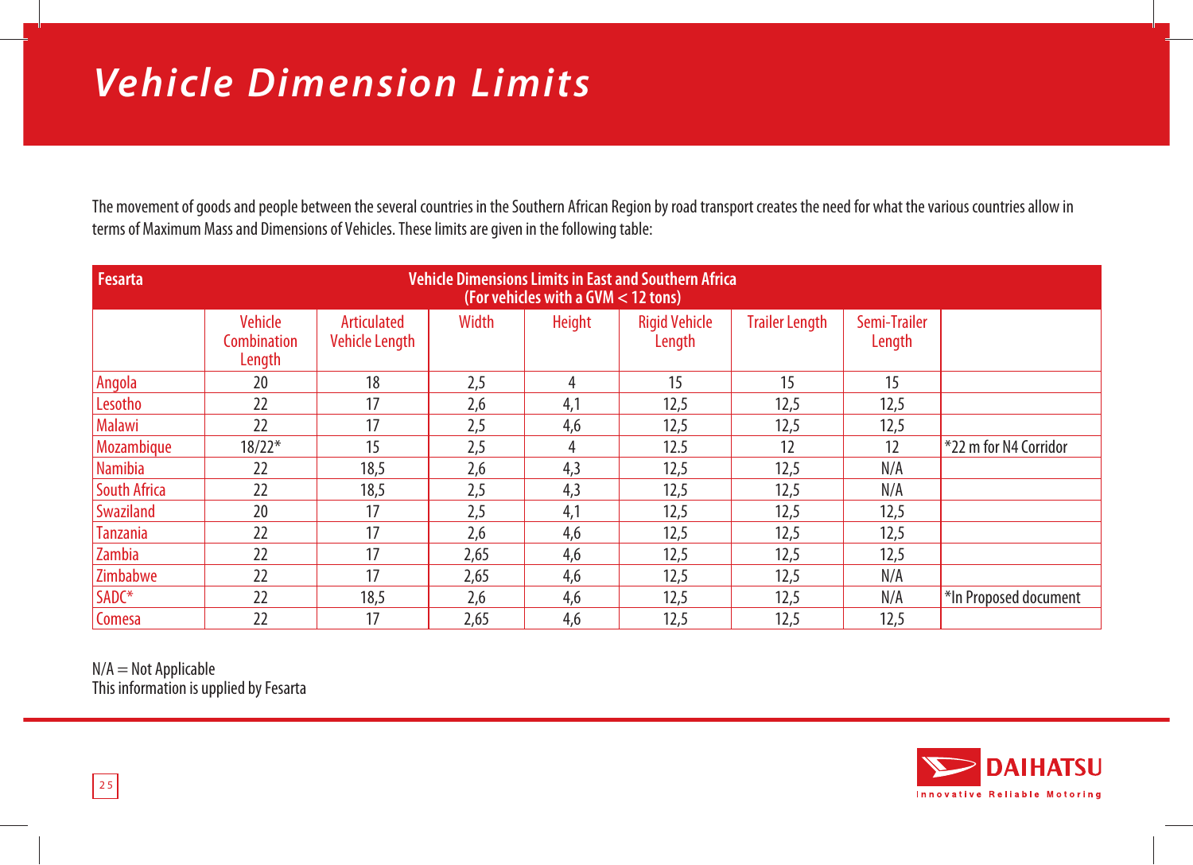# Vehicle Dimension Limits

The movement of goods and people between the several countries in the Southern African Region by road transport creates the need for what the various countries allow in terms of Maximum Mass and Dimensions of Vehicles. These limits are given in the following table:

| Fesarta | Vehicle Dimensions Limits in East and Southern Africa (For vehicles with a GVM < 12 tons) | | | | | | | |
|---|---|---|---|---|---|---|---|---|
| | Vehicle Combination Length | Articulated Vehicle Length | Width | Height | Rigid Vehicle Length | Trailer Length | Semi-Trailer Length | |
| Angola | 20 | 18 | 2,5 | 4 | 15 | 15 | 15 | |
| Lesotho | 22 | 17 | 2,6 | 4,1 | 12,5 | 12,5 | 12,5 | |
| Malawi | 22 | 17 | 2,5 | 4,6 | 12,5 | 12,5 | 12,5 | |
| Mozambique | 18/22* | 15 | 2,5 | 4 | 12.5 | 12 | 12 | *22 m for N4 Corridor |
| Namibia | 22 | 18,5 | 2,6 | 4,3 | 12,5 | 12,5 | N/A | |
| South Africa | 22 | 18,5 | 2,5 | 4,3 | 12,5 | 12,5 | N/A | |
| Swaziland | 20 | 17 | 2,5 | 4,1 | 12,5 | 12,5 | 12,5 | |
| Tanzania | 22 | 17 | 2,6 | 4,6 | 12,5 | 12,5 | 12,5 | |
| Zambia | 22 | 17 | 2,65 | 4,6 | 12,5 | 12,5 | 12,5 | |
| Zimbabwe | 22 | 17 | 2,65 | 4,6 | 12,5 | 12,5 | N/A | |
| SADC* | 22 | 18,5 | 2,6 | 4,6 | 12,5 | 12,5 | N/A | *In Proposed document |
| Comesa | 22 | 17 | 2,65 | 4,6 | 12,5 | 12,5 | 12,5 | |

N/A = Not Applicable
This information is upplied by Fesarta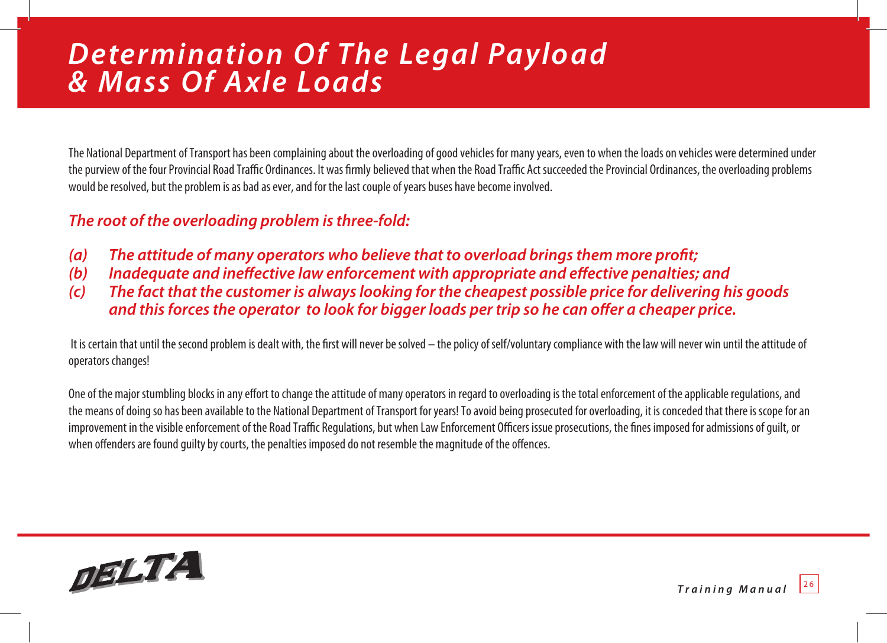# *Determination Of The Legal Payload & Mass Of Axle Loads*

The National Department of Transport has been complaining about the overloading of good vehicles for many years, even to when the loads on vehicles were determined under the purview of the four Provincial Road Traffic Ordinances. It was firmly believed that when the Road Traffic Act succeeded the Provincial Ordinances, the overloading problems would be resolved, but the problem is as bad as ever, and for the last couple of years buses have become involved.

### *The root of the overloading problem is three-fold:*

***(a)*** ***The attitude of many operators who believe that to overload brings them more profit;***
***(b)*** ***Inadequate and ineffective law enforcement with appropriate and effective penalties; and***
***(c)*** ***The fact that the customer is always looking for the cheapest possible price for delivering his goods and this forces the operator to look for bigger loads per trip so he can offer a cheaper price.***

It is certain that until the second problem is dealt with, the first will never be solved – the policy of self/voluntary compliance with the law will never win until the attitude of operators changes!

One of the major stumbling blocks in any effort to change the attitude of many operators in regard to overloading is the total enforcement of the applicable regulations, and the means of doing so has been available to the National Department of Transport for years! To avoid being prosecuted for overloading, it is conceded that there is scope for an improvement in the visible enforcement of the Road Traffic Regulations, but when Law Enforcement Officers issue prosecutions, the fines imposed for admissions of guilt, or when offenders are found guilty by courts, the penalties imposed do not resemble the magnitude of the offences.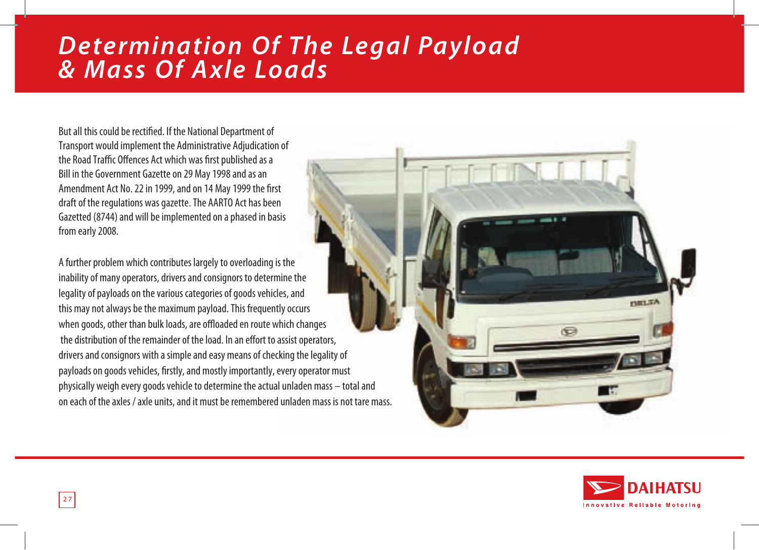# Determination Of The Legal Payload & Mass Of Axle Loads

But all this could be rectified. If the National Department of Transport would implement the Administrative Adjudication of the Road Traffic Offences Act which was first published as a Bill in the Government Gazette on 29 May 1998 and as an Amendment Act No. 22 in 1999, and on 14 May 1999 the first draft of the regulations was gazette. The AARTO Act has been Gazetted (8744) and will be implemented on a phased in basis from early 2008.

A further problem which contributes largely to overloading is the inability of many operators, drivers and consignors to determine the legality of payloads on the various categories of goods vehicles, and this may not always be the maximum payload. This frequently occurs when goods, other than bulk loads, are offloaded en route which changes the distribution of the remainder of the load. In an effort to assist operators, drivers and consignors with a simple and easy means of checking the legality of payloads on goods vehicles, firstly, and mostly importantly, every operator must physically weigh every goods vehicle to determine the actual unladen mass – total and on each of the axles / axle units, and it must be remembered unladen mass is not tare mass.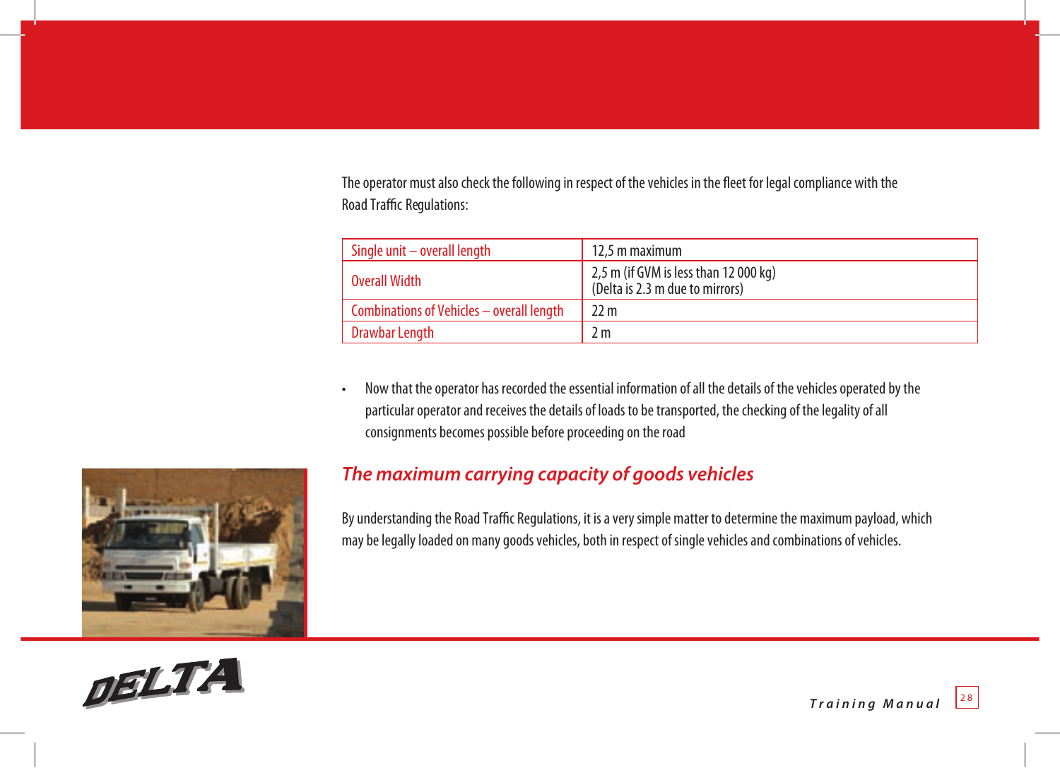The operator must also check the following in respect of the vehicles in the fleet for legal compliance with the Road Traffic Regulations:

| Single unit – overall length | 12,5 m maximum |
|---|---|
| Overall Width | 2,5 m (if GVM is less than 12 000 kg)<br>(Delta is 2.3 m due to mirrors) |
| Combinations of Vehicles – overall length | 22 m |
| Drawbar Length | 2 m |

- Now that the operator has recorded the essential information of all the details of the vehicles operated by the particular operator and receives the details of loads to be transported, the checking of the legality of all consignments becomes possible before proceeding on the road

## *The maximum carrying capacity of goods vehicles*

By understanding the Road Traffic Regulations, it is a very simple matter to determine the maximum payload, which may be legally loaded on many goods vehicles, both in respect of single vehicles and combinations of vehicles.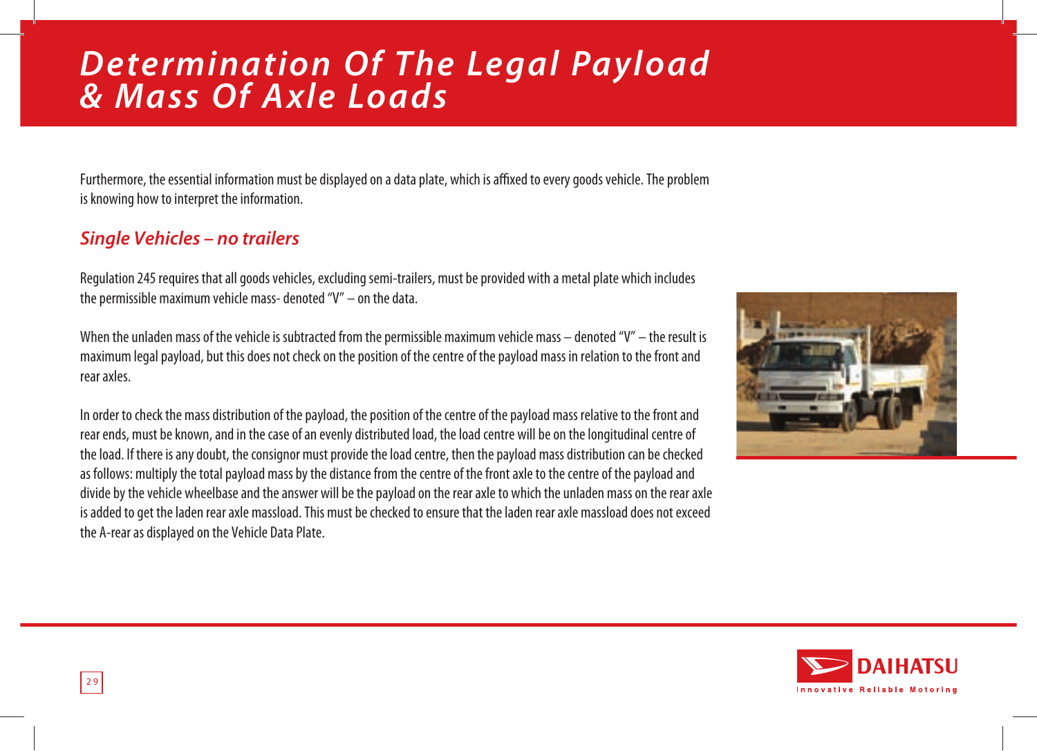# Determination Of The Legal Payload & Mass Of Axle Loads

Furthermore, the essential information must be displayed on a data plate, which is affixed to every goods vehicle. The problem is knowing how to interpret the information.

## *Single Vehicles – no trailers*

Regulation 245 requires that all goods vehicles, excluding semi-trailers, must be provided with a metal plate which includes the permissible maximum vehicle mass- denoted "V" – on the data.

When the unladen mass of the vehicle is subtracted from the permissible maximum vehicle mass – denoted "V" – the result is maximum legal payload, but this does not check on the position of the centre of the payload mass in relation to the front and rear axles.

In order to check the mass distribution of the payload, the position of the centre of the payload mass relative to the front and rear ends, must be known, and in the case of an evenly distributed load, the load centre will be on the longitudinal centre of the load. If there is any doubt, the consignor must provide the load centre, then the payload mass distribution can be checked as follows: multiply the total payload mass by the distance from the centre of the front axle to the centre of the payload and divide by the vehicle wheelbase and the answer will be the payload on the rear axle to which the unladen mass on the rear axle is added to get the laden rear axle massload. This must be checked to ensure that the laden rear axle massload does not exceed the A-rear as displayed on the Vehicle Data Plate.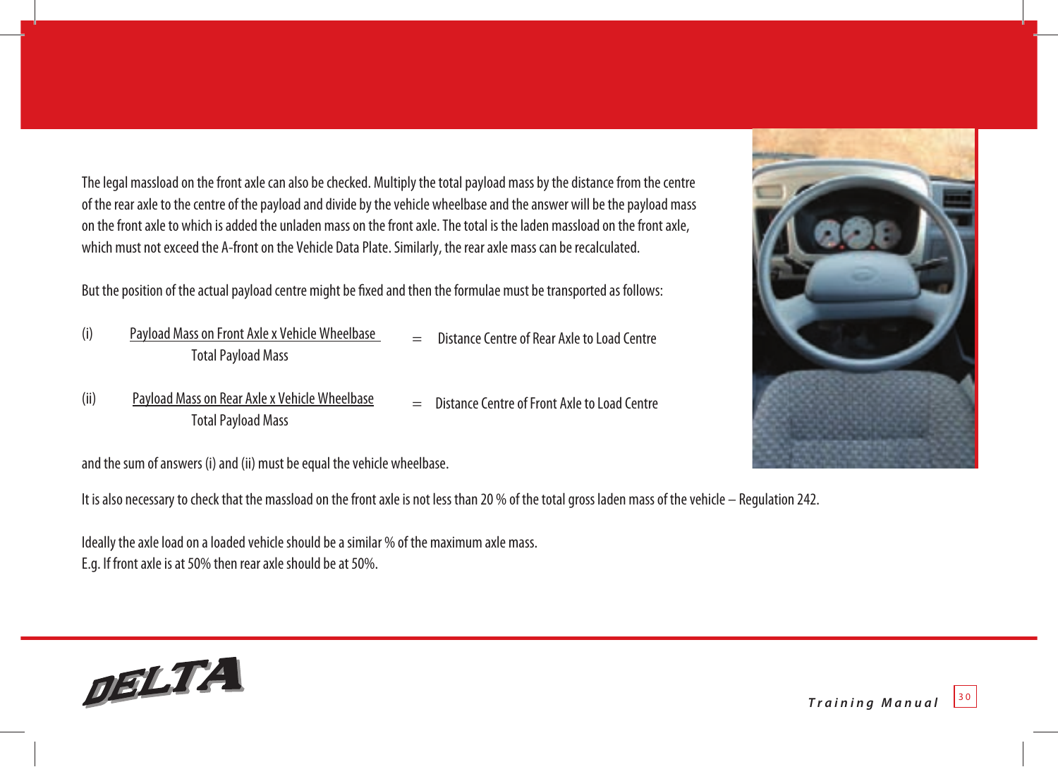The legal massload on the front axle can also be checked. Multiply the total payload mass by the distance from the centre of the rear axle to the centre of the payload and divide by the vehicle wheelbase and the answer will be the payload mass on the front axle to which is added the unladen mass on the front axle. The total is the laden massload on the front axle, which must not exceed the A-front on the Vehicle Data Plate. Similarly, the rear axle mass can be recalculated.

But the position of the actual payload centre might be fixed and then the formulae must be transported as follows:

(i) $$\frac{\text{Payload Mass on Front Axle x Vehicle Wheelbase}}{\text{Total Payload Mass}} = \text{Distance Centre of Rear Axle to Load Centre}$$

(ii) $$\frac{\text{Payload Mass on Rear Axle x Vehicle Wheelbase}}{\text{Total Payload Mass}} = \text{Distance Centre of Front Axle to Load Centre}$$

and the sum of answers (i) and (ii) must be equal the vehicle wheelbase.

It is also necessary to check that the massload on the front axle is not less than 20 % of the total gross laden mass of the vehicle – Regulation 242.

Ideally the axle load on a loaded vehicle should be a similar % of the maximum axle mass.
E.g. If front axle is at 50% then rear axle should be at 50%.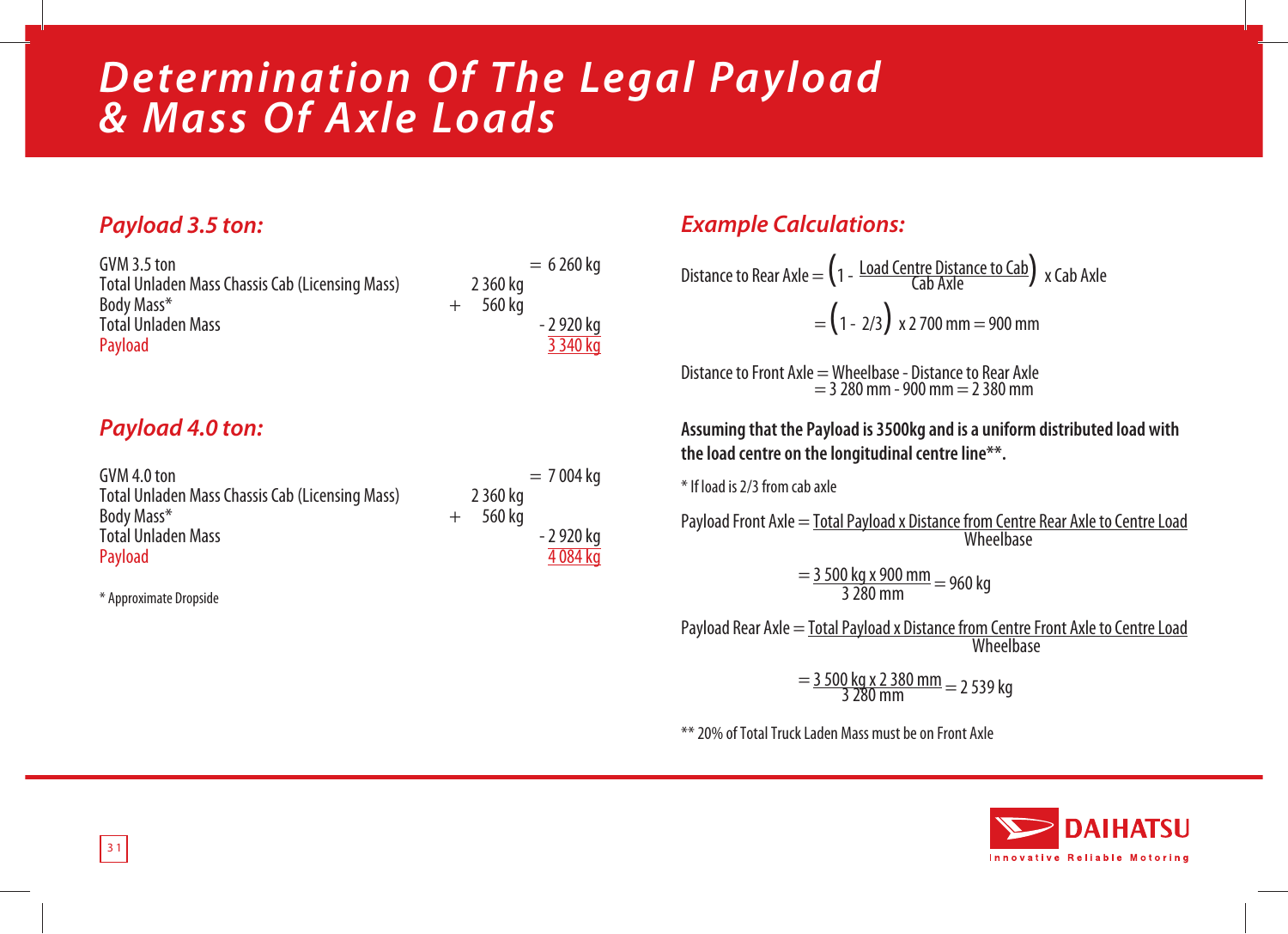# Determination Of The Legal Payload & Mass Of Axle Loads

## Payload 3.5 ton:

| | | |
|---|---|---|
| GVM 3.5 ton | | = 6 260 kg |
| Total Unladen Mass Chassis Cab (Licensing Mass) | 2 360 kg | |
| Body Mass* | + 560 kg | |
| Total Unladen Mass | | - 2 920 kg |
| Payload | | 3 340 kg |

## Payload 4.0 ton:

| | | |
|---|---|---|
| GVM 4.0 ton | | = 7 004 kg |
| Total Unladen Mass Chassis Cab (Licensing Mass) | 2 360 kg | |
| Body Mass* | + 560 kg | |
| Total Unladen Mass | | - 2 920 kg |
| Payload | | 4 084 kg |

* Approximate Dropside

## Example Calculations:

$$\text{Distance to Rear Axle} = \left(1 - \frac{\text{Load Centre Distance to Cab}}{\text{Cab Axle}}\right) \times \text{Cab Axle}$$

$$= \left(1 - 2/3\right) \times 2\,700 \text{ mm} = 900 \text{ mm}$$

Distance to Front Axle = Wheelbase - Distance to Rear Axle
= 3 280 mm - 900 mm = 2 380 mm

**Assuming that the Payload is 3500kg and is a uniform distributed load with the load centre on the longitudinal centre line**.**

* If load is 2/3 from cab axle

$$\text{Payload Front Axle} = \frac{\text{Total Payload} \times \text{Distance from Centre Rear Axle to Centre Load}}{\text{Wheelbase}}$$

$$= \frac{3\,500 \text{ kg} \times 900 \text{ mm}}{3\,280 \text{ mm}} = 960 \text{ kg}$$

$$\text{Payload Rear Axle} = \frac{\text{Total Payload} \times \text{Distance from Centre Front Axle to Centre Load}}{\text{Wheelbase}}$$

$$= \frac{3\,500 \text{ kg} \times 2\,380 \text{ mm}}{3\,280 \text{ mm}} = 2\,539 \text{ kg}$$

** 20% of Total Truck Laden Mass must be on Front Axle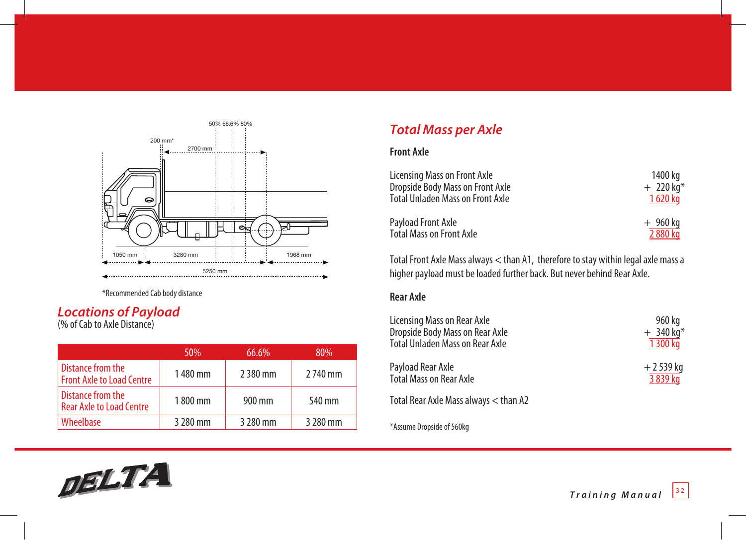*Recommended Cab body distance

## Locations of Payload

(% of Cab to Axle Distance)

| | 50% | 66.6% | 80% |
|---|---|---|---|
| Distance from the Front Axle to Load Centre | 1 480 mm | 2 380 mm | 2 740 mm |
| Distance from the Rear Axle to Load Centre | 1 800 mm | 900 mm | 540 mm |
| Wheelbase | 3 280 mm | 3 280 mm | 3 280 mm |

## Total Mass per Axle

### Front Axle

| | |
|---|---|
| Licensing Mass on Front Axle | 1400 kg |
| Dropside Body Mass on Front Axle | + 220 kg* |
| Total Unladen Mass on Front Axle | 1 620 kg |
| Payload Front Axle | + 960 kg |
| Total Mass on Front Axle | 2 880 kg |

Total Front Axle Mass always < than A1, therefore to stay within legal axle mass a higher payload must be loaded further back. But never behind Rear Axle.

### Rear Axle

| | |
|---|---|
| Licensing Mass on Rear Axle | 960 kg |
| Dropside Body Mass on Rear Axle | + 340 kg* |
| Total Unladen Mass on Rear Axle | 1 300 kg |
| Payload Rear Axle | + 2 539 kg |
| Total Mass on Rear Axle | 3 839 kg |

Total Rear Axle Mass always < than A2

*Assume Dropside of 560kg